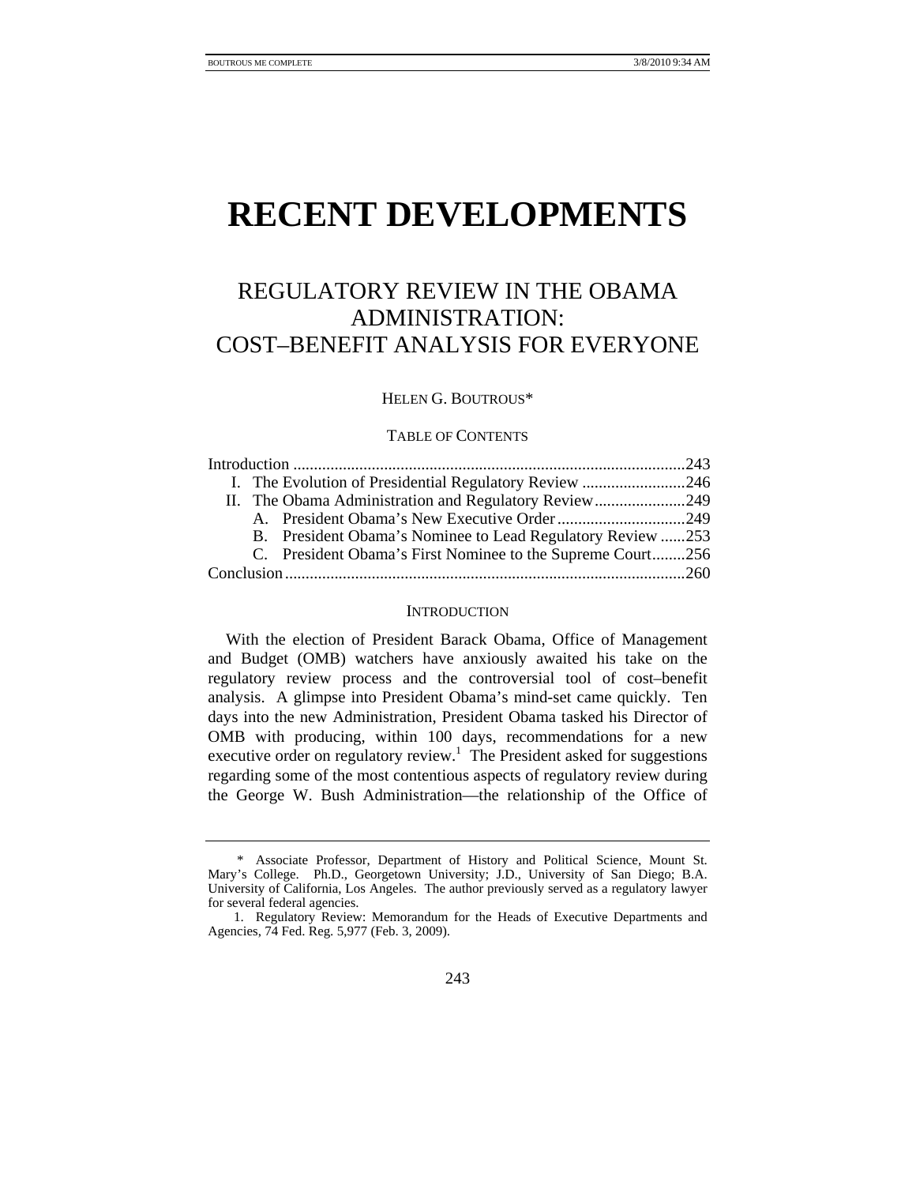# RECENT DEVELOPMENTS

## REGULATORY REVIEW IN THE OBAMA ADMINISTRATION: COST–BENEFIT ANALYSIS FOR EVERYONE

HELEN G. BOUTROUS*

TABLE OF CONTENTS

Introduction ..............................................................................................243
I. The Evolution of Presidential Regulatory Review .........................246
II. The Obama Administration and Regulatory Review......................249
A. President Obama's New Executive Order...............................249
B. President Obama's Nominee to Lead Regulatory Review ......253
C. President Obama's First Nominee to the Supreme Court........256
Conclusion................................................................................................260

### INTRODUCTION

With the election of President Barack Obama, Office of Management and Budget (OMB) watchers have anxiously awaited his take on the regulatory review process and the controversial tool of cost–benefit analysis. A glimpse into President Obama's mind-set came quickly. Ten days into the new Administration, President Obama tasked his Director of OMB with producing, within 100 days, recommendations for a new executive order on regulatory review.[1] The President asked for suggestions regarding some of the most contentious aspects of regulatory review during the George W. Bush Administration—the relationship of the Office of

---

\* Associate Professor, Department of History and Political Science, Mount St. Mary's College. Ph.D., Georgetown University; J.D., University of San Diego; B.A. University of California, Los Angeles. The author previously served as a regulatory lawyer for several federal agencies.

1. Regulatory Review: Memorandum for the Heads of Executive Departments and Agencies, 74 Fed. Reg. 5,977 (Feb. 3, 2009).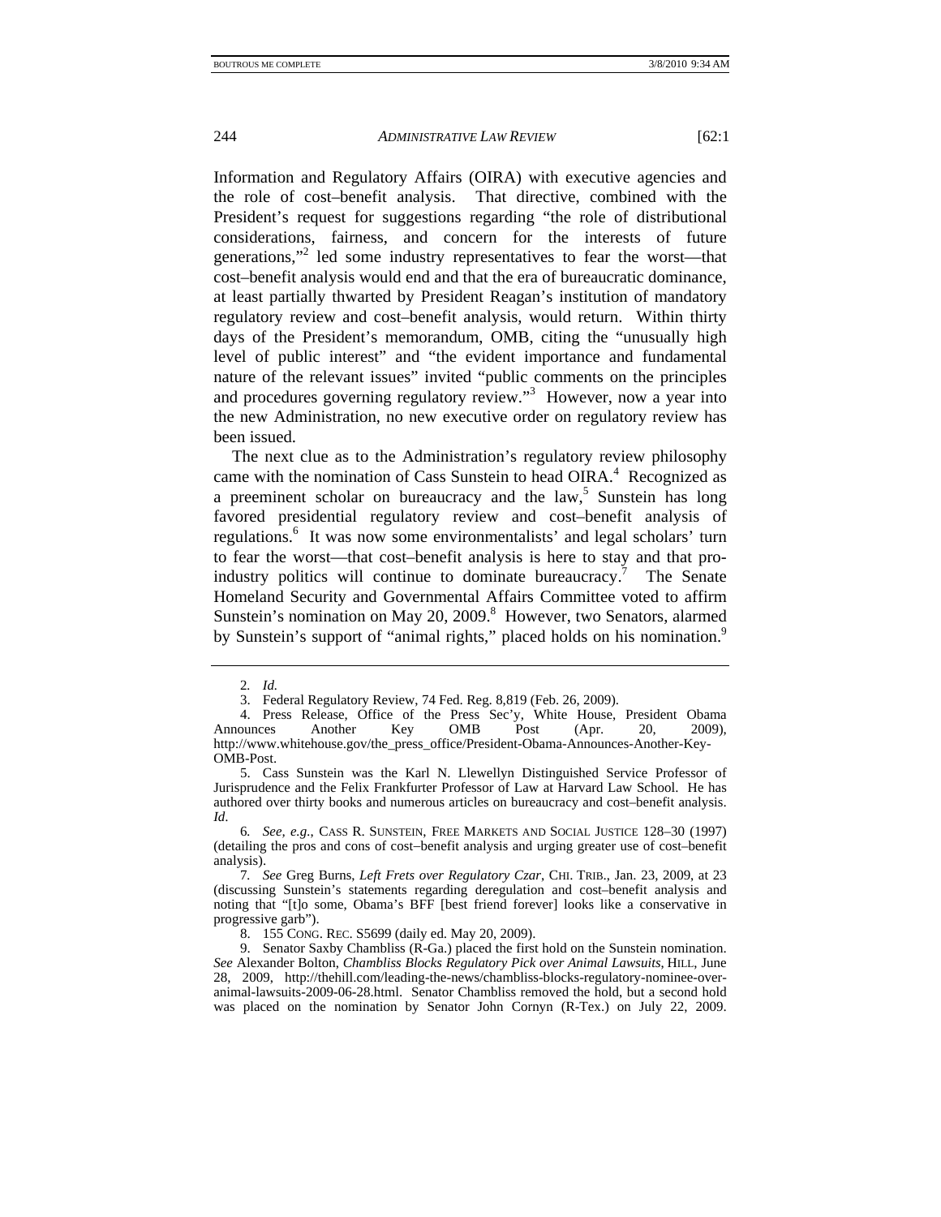Information and Regulatory Affairs (OIRA) with executive agencies and the role of cost–benefit analysis. That directive, combined with the President's request for suggestions regarding "the role of distributional considerations, fairness, and concern for the interests of future generations,"[2] led some industry representatives to fear the worst—that cost–benefit analysis would end and that the era of bureaucratic dominance, at least partially thwarted by President Reagan's institution of mandatory regulatory review and cost–benefit analysis, would return. Within thirty days of the President's memorandum, OMB, citing the "unusually high level of public interest" and "the evident importance and fundamental nature of the relevant issues" invited "public comments on the principles and procedures governing regulatory review."[3] However, now a year into the new Administration, no new executive order on regulatory review has been issued.

The next clue as to the Administration's regulatory review philosophy came with the nomination of Cass Sunstein to head OIRA.[4] Recognized as a preeminent scholar on bureaucracy and the law,[5] Sunstein has long favored presidential regulatory review and cost–benefit analysis of regulations.[6] It was now some environmentalists' and legal scholars' turn to fear the worst—that cost–benefit analysis is here to stay and that pro-industry politics will continue to dominate bureaucracy.[7] The Senate Homeland Security and Governmental Affairs Committee voted to affirm Sunstein's nomination on May 20, 2009.[8] However, two Senators, alarmed by Sunstein's support of "animal rights," placed holds on his nomination.[9]

---

2. *Id.*

3. Federal Regulatory Review, 74 Fed. Reg. 8,819 (Feb. 26, 2009).

4. Press Release, Office of the Press Sec'y, White House, President Obama Announces Another Key OMB Post (Apr. 20, 2009), http://www.whitehouse.gov/the_press_office/President-Obama-Announces-Another-Key-OMB-Post.

5. Cass Sunstein was the Karl N. Llewellyn Distinguished Service Professor of Jurisprudence and the Felix Frankfurter Professor of Law at Harvard Law School. He has authored over thirty books and numerous articles on bureaucracy and cost–benefit analysis. *Id*.

6. *See, e.g.*, CASS R. SUNSTEIN, FREE MARKETS AND SOCIAL JUSTICE 128–30 (1997) (detailing the pros and cons of cost–benefit analysis and urging greater use of cost–benefit analysis).

7. *See* Greg Burns, *Left Frets over Regulatory Czar*, CHI. TRIB., Jan. 23, 2009, at 23 (discussing Sunstein's statements regarding deregulation and cost–benefit analysis and noting that "[t]o some, Obama's BFF [best friend forever] looks like a conservative in progressive garb").

8. 155 CONG. REC. S5699 (daily ed. May 20, 2009).

9. Senator Saxby Chambliss (R-Ga.) placed the first hold on the Sunstein nomination. *See* Alexander Bolton, *Chambliss Blocks Regulatory Pick over Animal Lawsuits*, HILL, June 28, 2009, http://thehill.com/leading-the-news/chambliss-blocks-regulatory-nominee-over-animal-lawsuits-2009-06-28.html. Senator Chambliss removed the hold, but a second hold was placed on the nomination by Senator John Cornyn (R-Tex.) on July 22, 2009.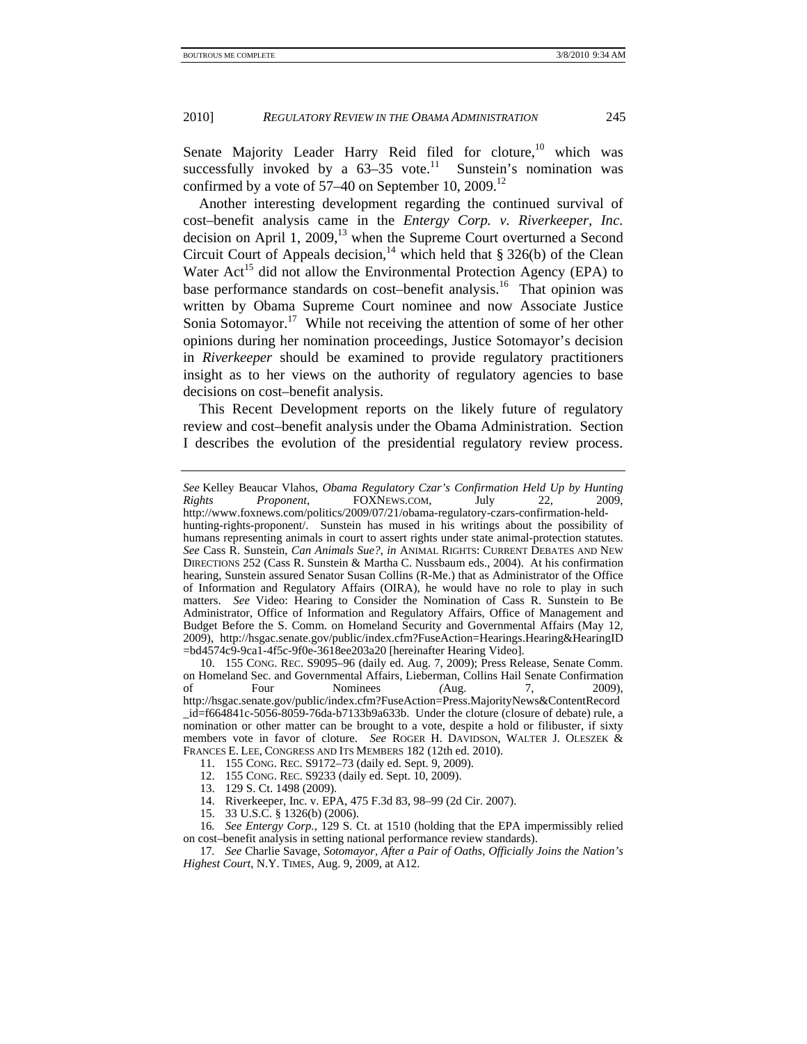Senate Majority Leader Harry Reid filed for cloture,[10] which was successfully invoked by a 63–35 vote.[11] Sunstein's nomination was confirmed by a vote of 57–40 on September 10, 2009.[12]

Another interesting development regarding the continued survival of cost–benefit analysis came in the *Entergy Corp. v. Riverkeeper, Inc.* decision on April 1, 2009,[13] when the Supreme Court overturned a Second Circuit Court of Appeals decision,[14] which held that § 326(b) of the Clean Water Act[15] did not allow the Environmental Protection Agency (EPA) to base performance standards on cost–benefit analysis.[16] That opinion was written by Obama Supreme Court nominee and now Associate Justice Sonia Sotomayor.[17] While not receiving the attention of some of her other opinions during her nomination proceedings, Justice Sotomayor's decision in *Riverkeeper* should be examined to provide regulatory practitioners insight as to her views on the authority of regulatory agencies to base decisions on cost–benefit analysis.

This Recent Development reports on the likely future of regulatory review and cost–benefit analysis under the Obama Administration. Section I describes the evolution of the presidential regulatory review process.

---

*See* Kelley Beaucar Vlahos, *Obama Regulatory Czar's Confirmation Held Up by Hunting Rights Proponent*, FOXNEWS.COM, July 22, 2009, http://www.foxnews.com/politics/2009/07/21/obama-regulatory-czars-confirmation-held-hunting-rights-proponent/. Sunstein has mused in his writings about the possibility of humans representing animals in court to assert rights under state animal-protection statutes. *See* Cass R. Sunstein, *Can Animals Sue?*, *in* ANIMAL RIGHTS: CURRENT DEBATES AND NEW DIRECTIONS 252 (Cass R. Sunstein & Martha C. Nussbaum eds., 2004). At his confirmation hearing, Sunstein assured Senator Susan Collins (R-Me.) that as Administrator of the Office of Information and Regulatory Affairs (OIRA), he would have no role to play in such matters. *See* Video: Hearing to Consider the Nomination of Cass R. Sunstein to Be Administrator, Office of Information and Regulatory Affairs, Office of Management and Budget Before the S. Comm. on Homeland Security and Governmental Affairs (May 12, 2009), http://hsgac.senate.gov/public/index.cfm?FuseAction=Hearings.Hearing&HearingID=bd4574c9-9ca1-4f5c-9f0e-3618ee203a20 [hereinafter Hearing Video].

10. 155 CONG. REC. S9095–96 (daily ed. Aug. 7, 2009); Press Release, Senate Comm. on Homeland Sec. and Governmental Affairs, Lieberman, Collins Hail Senate Confirmation of Four Nominees (Aug. 7, 2009), http://hsgac.senate.gov/public/index.cfm?FuseAction=Press.MajorityNews&ContentRecord_id=f664841c-5056-8059-76da-b7133b9a633b. Under the cloture (closure of debate) rule, a nomination or other matter can be brought to a vote, despite a hold or filibuster, if sixty members vote in favor of cloture. *See* ROGER H. DAVIDSON, WALTER J. OLESZEK & FRANCES E. LEE, CONGRESS AND ITS MEMBERS 182 (12th ed. 2010).

11. 155 CONG. REC. S9172–73 (daily ed. Sept. 9, 2009).

12. 155 CONG. REC. S9233 (daily ed. Sept. 10, 2009).

13. 129 S. Ct. 1498 (2009).

14. Riverkeeper, Inc. v. EPA, 475 F.3d 83, 98–99 (2d Cir. 2007).

15. 33 U.S.C. § 1326(b) (2006).

16. *See Entergy Corp.*, 129 S. Ct. at 1510 (holding that the EPA impermissibly relied on cost–benefit analysis in setting national performance review standards).

17. *See* Charlie Savage, *Sotomayor, After a Pair of Oaths, Officially Joins the Nation's Highest Court*, N.Y. TIMES, Aug. 9, 2009, at A12.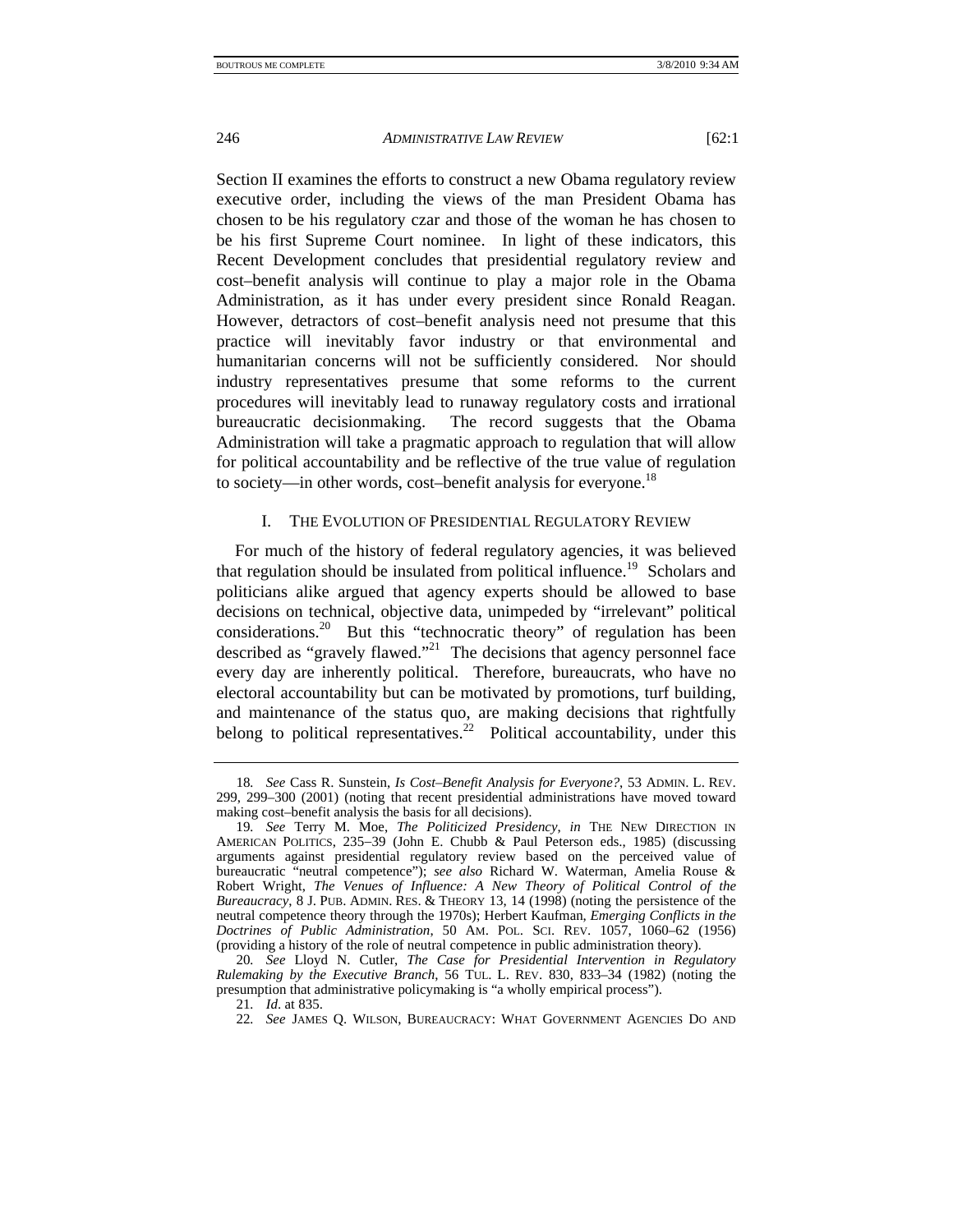Section II examines the efforts to construct a new Obama regulatory review executive order, including the views of the man President Obama has chosen to be his regulatory czar and those of the woman he has chosen to be his first Supreme Court nominee. In light of these indicators, this Recent Development concludes that presidential regulatory review and cost–benefit analysis will continue to play a major role in the Obama Administration, as it has under every president since Ronald Reagan. However, detractors of cost–benefit analysis need not presume that this practice will inevitably favor industry or that environmental and humanitarian concerns will not be sufficiently considered. Nor should industry representatives presume that some reforms to the current procedures will inevitably lead to runaway regulatory costs and irrational bureaucratic decisionmaking. The record suggests that the Obama Administration will take a pragmatic approach to regulation that will allow for political accountability and be reflective of the true value of regulation to society—in other words, cost–benefit analysis for everyone.[18]

## I. THE EVOLUTION OF PRESIDENTIAL REGULATORY REVIEW

For much of the history of federal regulatory agencies, it was believed that regulation should be insulated from political influence.[19] Scholars and politicians alike argued that agency experts should be allowed to base decisions on technical, objective data, unimpeded by "irrelevant" political considerations.[20] But this "technocratic theory" of regulation has been described as "gravely flawed."[21] The decisions that agency personnel face every day are inherently political. Therefore, bureaucrats, who have no electoral accountability but can be motivated by promotions, turf building, and maintenance of the status quo, are making decisions that rightfully belong to political representatives.[22] Political accountability, under this

---

18. *See* Cass R. Sunstein, *Is Cost–Benefit Analysis for Everyone?*, 53 ADMIN. L. REV. 299, 299–300 (2001) (noting that recent presidential administrations have moved toward making cost–benefit analysis the basis for all decisions).

19. *See* Terry M. Moe, *The Politicized Presidency*, *in* THE NEW DIRECTION IN AMERICAN POLITICS, 235–39 (John E. Chubb & Paul Peterson eds., 1985) (discussing arguments against presidential regulatory review based on the perceived value of bureaucratic "neutral competence"); *see also* Richard W. Waterman, Amelia Rouse & Robert Wright, *The Venues of Influence: A New Theory of Political Control of the Bureaucracy*, 8 J. PUB. ADMIN. RES. & THEORY 13, 14 (1998) (noting the persistence of the neutral competence theory through the 1970s); Herbert Kaufman, *Emerging Conflicts in the Doctrines of Public Administration*, 50 AM. POL. SCI. REV. 1057, 1060–62 (1956) (providing a history of the role of neutral competence in public administration theory).

20. *See* Lloyd N. Cutler, *The Case for Presidential Intervention in Regulatory Rulemaking by the Executive Branch*, 56 TUL. L. REV. 830, 833–34 (1982) (noting the presumption that administrative policymaking is "a wholly empirical process").

21. *Id.* at 835.

22. *See* JAMES Q. WILSON, BUREAUCRACY: WHAT GOVERNMENT AGENCIES DO AND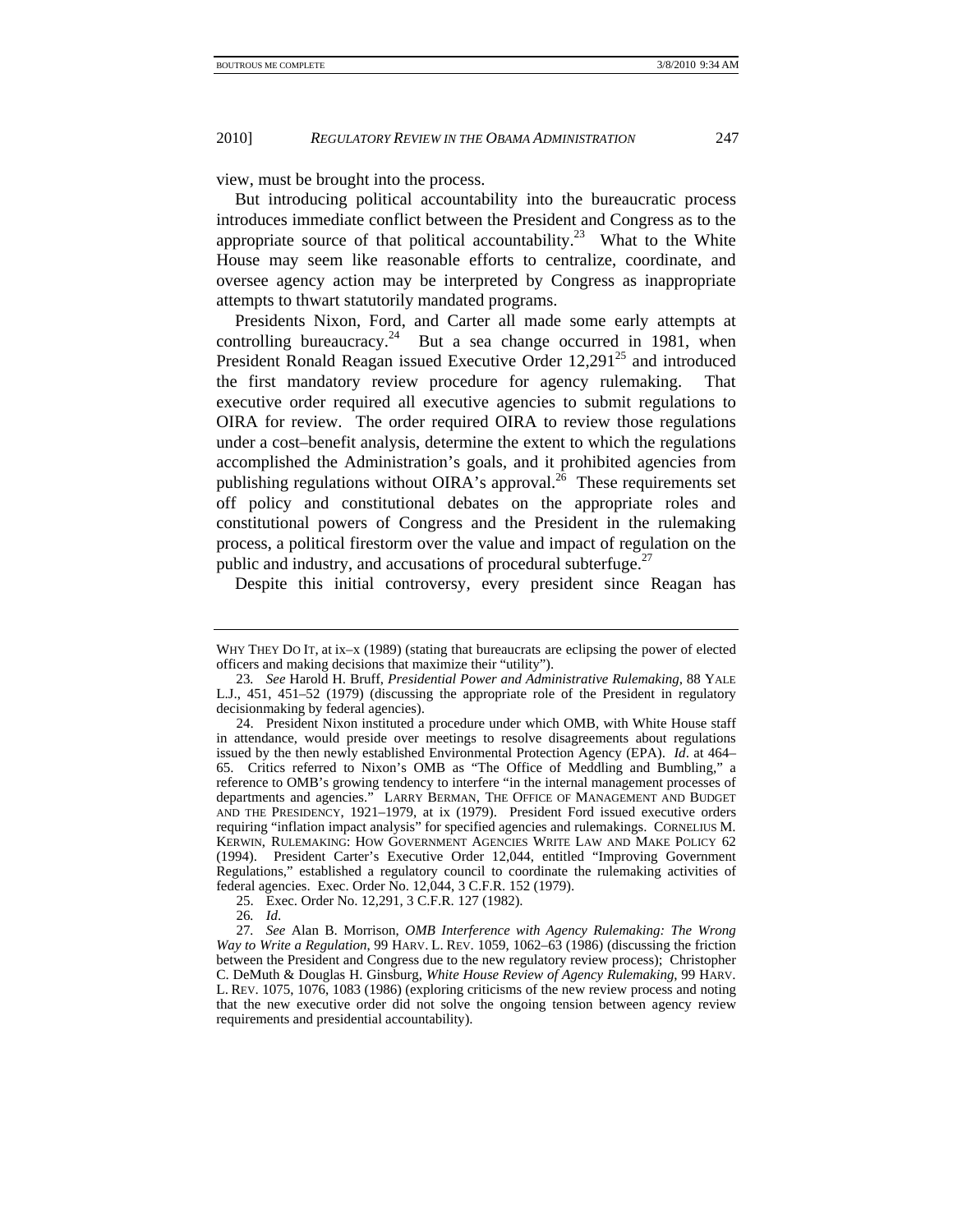view, must be brought into the process.

But introducing political accountability into the bureaucratic process introduces immediate conflict between the President and Congress as to the appropriate source of that political accountability.[23] What to the White House may seem like reasonable efforts to centralize, coordinate, and oversee agency action may be interpreted by Congress as inappropriate attempts to thwart statutorily mandated programs.

Presidents Nixon, Ford, and Carter all made some early attempts at controlling bureaucracy.[24] But a sea change occurred in 1981, when President Ronald Reagan issued Executive Order 12,291[25] and introduced the first mandatory review procedure for agency rulemaking. That executive order required all executive agencies to submit regulations to OIRA for review. The order required OIRA to review those regulations under a cost–benefit analysis, determine the extent to which the regulations accomplished the Administration's goals, and it prohibited agencies from publishing regulations without OIRA's approval.[26] These requirements set off policy and constitutional debates on the appropriate roles and constitutional powers of Congress and the President in the rulemaking process, a political firestorm over the value and impact of regulation on the public and industry, and accusations of procedural subterfuge.[27]

Despite this initial controversy, every president since Reagan has

---

WHY THEY DO IT, at ix–x (1989) (stating that bureaucrats are eclipsing the power of elected officers and making decisions that maximize their "utility").

23. *See* Harold H. Bruff, *Presidential Power and Administrative Rulemaking*, 88 YALE L.J., 451, 451–52 (1979) (discussing the appropriate role of the President in regulatory decisionmaking by federal agencies).

24. President Nixon instituted a procedure under which OMB, with White House staff in attendance, would preside over meetings to resolve disagreements about regulations issued by the then newly established Environmental Protection Agency (EPA). *Id*. at 464–65. Critics referred to Nixon's OMB as "The Office of Meddling and Bumbling," a reference to OMB's growing tendency to interfere "in the internal management processes of departments and agencies." LARRY BERMAN, THE OFFICE OF MANAGEMENT AND BUDGET AND THE PRESIDENCY, 1921–1979, at ix (1979). President Ford issued executive orders requiring "inflation impact analysis" for specified agencies and rulemakings. CORNELIUS M. KERWIN, RULEMAKING: HOW GOVERNMENT AGENCIES WRITE LAW AND MAKE POLICY 62 (1994). President Carter's Executive Order 12,044, entitled "Improving Government Regulations," established a regulatory council to coordinate the rulemaking activities of federal agencies. Exec. Order No. 12,044, 3 C.F.R. 152 (1979).

25. Exec. Order No. 12,291, 3 C.F.R. 127 (1982).

26. *Id*.

27. *See* Alan B. Morrison, *OMB Interference with Agency Rulemaking: The Wrong Way to Write a Regulation*, 99 HARV. L. REV. 1059, 1062–63 (1986) (discussing the friction between the President and Congress due to the new regulatory review process); Christopher C. DeMuth & Douglas H. Ginsburg, *White House Review of Agency Rulemaking*, 99 HARV. L. REV. 1075, 1076, 1083 (1986) (exploring criticisms of the new review process and noting that the new executive order did not solve the ongoing tension between agency review requirements and presidential accountability).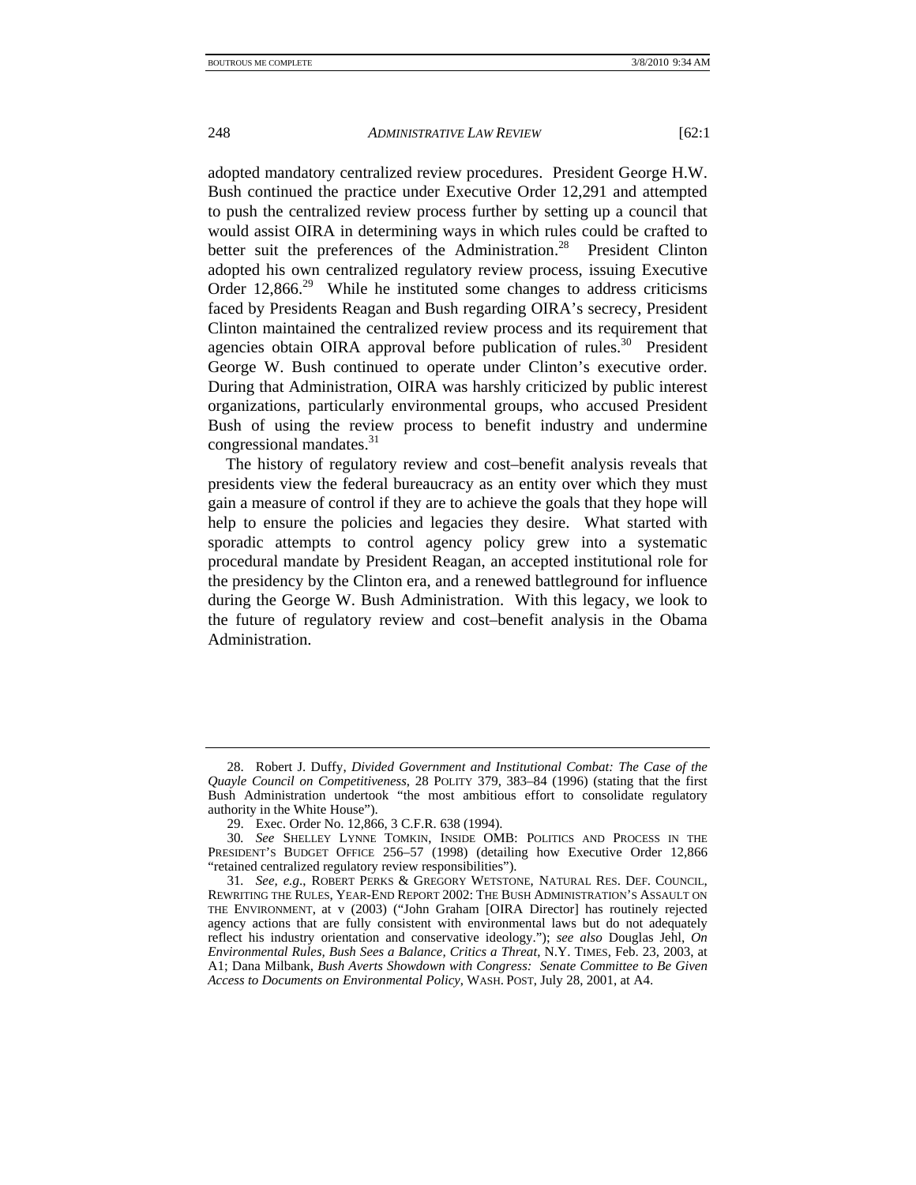adopted mandatory centralized review procedures. President George H.W. Bush continued the practice under Executive Order 12,291 and attempted to push the centralized review process further by setting up a council that would assist OIRA in determining ways in which rules could be crafted to better suit the preferences of the Administration.[28] President Clinton adopted his own centralized regulatory review process, issuing Executive Order 12,866.[29] While he instituted some changes to address criticisms faced by Presidents Reagan and Bush regarding OIRA's secrecy, President Clinton maintained the centralized review process and its requirement that agencies obtain OIRA approval before publication of rules.[30] President George W. Bush continued to operate under Clinton's executive order. During that Administration, OIRA was harshly criticized by public interest organizations, particularly environmental groups, who accused President Bush of using the review process to benefit industry and undermine congressional mandates.[31]

The history of regulatory review and cost–benefit analysis reveals that presidents view the federal bureaucracy as an entity over which they must gain a measure of control if they are to achieve the goals that they hope will help to ensure the policies and legacies they desire. What started with sporadic attempts to control agency policy grew into a systematic procedural mandate by President Reagan, an accepted institutional role for the presidency by the Clinton era, and a renewed battleground for influence during the George W. Bush Administration. With this legacy, we look to the future of regulatory review and cost–benefit analysis in the Obama Administration.

---

28. Robert J. Duffy, *Divided Government and Institutional Combat: The Case of the Quayle Council on Competitiveness*, 28 POLITY 379, 383–84 (1996) (stating that the first Bush Administration undertook "the most ambitious effort to consolidate regulatory authority in the White House").

29. Exec. Order No. 12,866, 3 C.F.R. 638 (1994).

30. *See* SHELLEY LYNNE TOMKIN, INSIDE OMB: POLITICS AND PROCESS IN THE PRESIDENT'S BUDGET OFFICE 256–57 (1998) (detailing how Executive Order 12,866 "retained centralized regulatory review responsibilities").

31. *See, e.g.*, ROBERT PERKS & GREGORY WETSTONE, NATURAL RES. DEF. COUNCIL, REWRITING THE RULES, YEAR-END REPORT 2002: THE BUSH ADMINISTRATION'S ASSAULT ON THE ENVIRONMENT, at v (2003) ("John Graham [OIRA Director] has routinely rejected agency actions that are fully consistent with environmental laws but do not adequately reflect his industry orientation and conservative ideology."); *see also* Douglas Jehl, *On Environmental Rules, Bush Sees a Balance, Critics a Threat*, N.Y. TIMES, Feb. 23, 2003, at A1; Dana Milbank, *Bush Averts Showdown with Congress: Senate Committee to Be Given Access to Documents on Environmental Policy*, WASH. POST, July 28, 2001, at A4.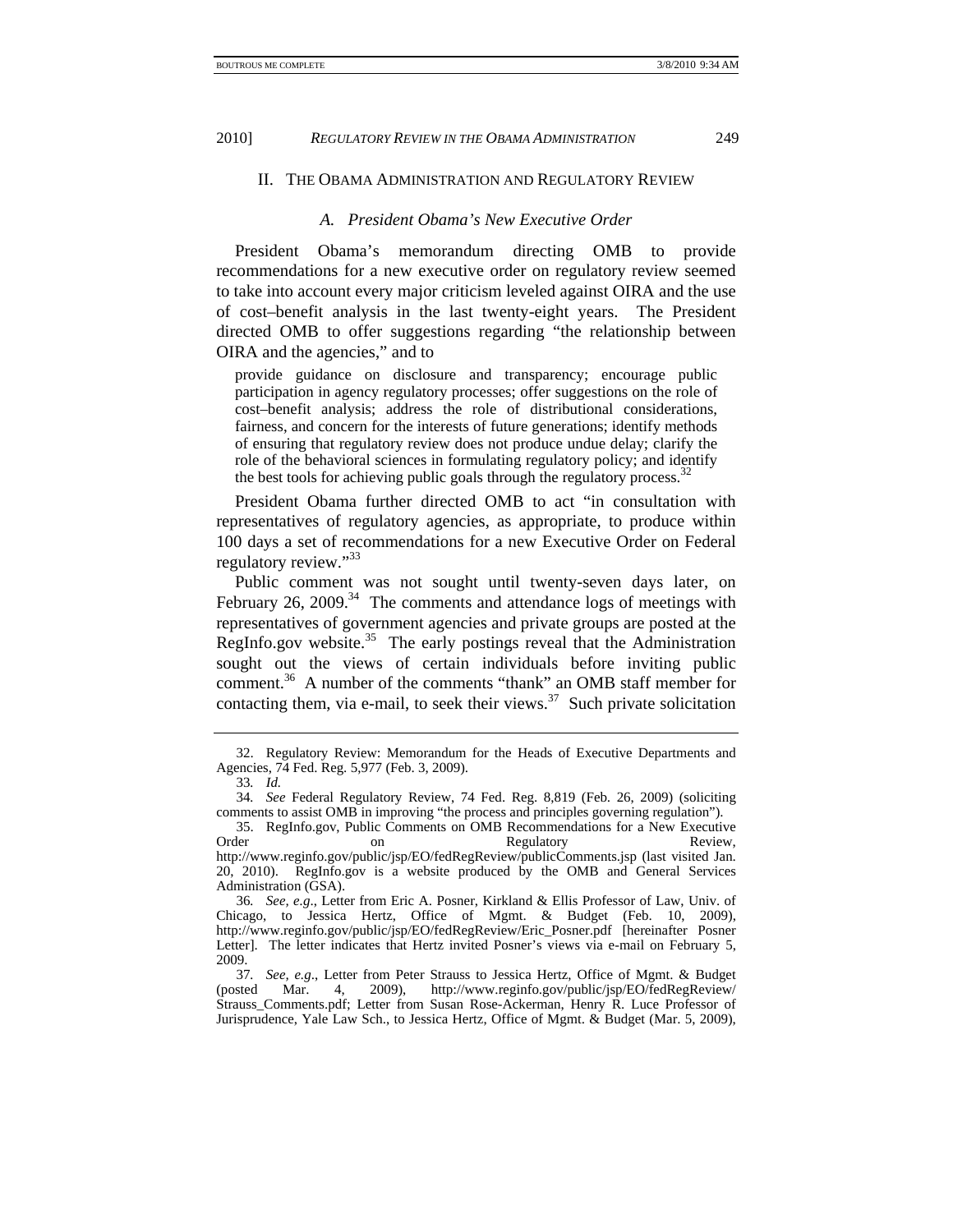## II. The Obama Administration and Regulatory Review

### *A. President Obama's New Executive Order*

President Obama's memorandum directing OMB to provide recommendations for a new executive order on regulatory review seemed to take into account every major criticism leveled against OIRA and the use of cost–benefit analysis in the last twenty-eight years. The President directed OMB to offer suggestions regarding "the relationship between OIRA and the agencies," and to

> provide guidance on disclosure and transparency; encourage public participation in agency regulatory processes; offer suggestions on the role of cost–benefit analysis; address the role of distributional considerations, fairness, and concern for the interests of future generations; identify methods of ensuring that regulatory review does not produce undue delay; clarify the role of the behavioral sciences in formulating regulatory policy; and identify the best tools for achieving public goals through the regulatory process.[32]

President Obama further directed OMB to act "in consultation with representatives of regulatory agencies, as appropriate, to produce within 100 days a set of recommendations for a new Executive Order on Federal regulatory review."[33]

Public comment was not sought until twenty-seven days later, on February 26, 2009.[34] The comments and attendance logs of meetings with representatives of government agencies and private groups are posted at the RegInfo.gov website.[35] The early postings reveal that the Administration sought out the views of certain individuals before inviting public comment.[36] A number of the comments "thank" an OMB staff member for contacting them, via e-mail, to seek their views.[37] Such private solicitation

---

32. Regulatory Review: Memorandum for the Heads of Executive Departments and Agencies, 74 Fed. Reg. 5,977 (Feb. 3, 2009).

33. *Id.*

34. *See* Federal Regulatory Review, 74 Fed. Reg. 8,819 (Feb. 26, 2009) (soliciting comments to assist OMB in improving "the process and principles governing regulation").

35. RegInfo.gov, Public Comments on OMB Recommendations for a New Executive Order on Regulatory Review, http://www.reginfo.gov/public/jsp/EO/fedRegReview/publicComments.jsp (last visited Jan. 20, 2010). RegInfo.gov is a website produced by the OMB and General Services Administration (GSA).

36. *See, e.g.*, Letter from Eric A. Posner, Kirkland & Ellis Professor of Law, Univ. of Chicago, to Jessica Hertz, Office of Mgmt. & Budget (Feb. 10, 2009), http://www.reginfo.gov/public/jsp/EO/fedRegReview/Eric_Posner.pdf [hereinafter Posner Letter]. The letter indicates that Hertz invited Posner's views via e-mail on February 5, 2009.

37. *See, e.g.*, Letter from Peter Strauss to Jessica Hertz, Office of Mgmt. & Budget (posted Mar. 4, 2009), http://www.reginfo.gov/public/jsp/EO/fedRegReview/Strauss_Comments.pdf; Letter from Susan Rose-Ackerman, Henry R. Luce Professor of Jurisprudence, Yale Law Sch., to Jessica Hertz, Office of Mgmt. & Budget (Mar. 5, 2009),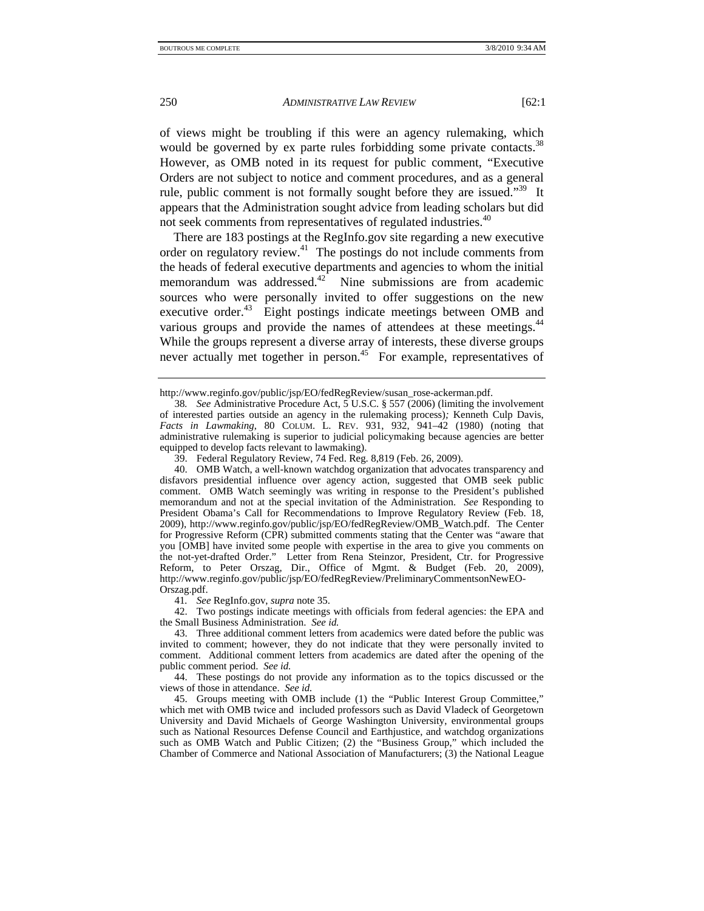of views might be troubling if this were an agency rulemaking, which would be governed by ex parte rules forbidding some private contacts.[38] However, as OMB noted in its request for public comment, "Executive Orders are not subject to notice and comment procedures, and as a general rule, public comment is not formally sought before they are issued."[39] It appears that the Administration sought advice from leading scholars but did not seek comments from representatives of regulated industries.[40]

There are 183 postings at the RegInfo.gov site regarding a new executive order on regulatory review.[41] The postings do not include comments from the heads of federal executive departments and agencies to whom the initial memorandum was addressed.[42] Nine submissions are from academic sources who were personally invited to offer suggestions on the new executive order.[43] Eight postings indicate meetings between OMB and various groups and provide the names of attendees at these meetings.[44] While the groups represent a diverse array of interests, these diverse groups never actually met together in person.[45] For example, representatives of

---

http://www.reginfo.gov/public/jsp/EO/fedRegReview/susan_rose-ackerman.pdf.

38. *See* Administrative Procedure Act, 5 U.S.C. § 557 (2006) (limiting the involvement of interested parties outside an agency in the rulemaking process)*;* Kenneth Culp Davis, *Facts in Lawmaking*, 80 COLUM. L. REV. 931, 932, 941–42 (1980) (noting that administrative rulemaking is superior to judicial policymaking because agencies are better equipped to develop facts relevant to lawmaking).

39. Federal Regulatory Review, 74 Fed. Reg. 8,819 (Feb. 26, 2009).

40. OMB Watch, a well-known watchdog organization that advocates transparency and disfavors presidential influence over agency action, suggested that OMB seek public comment. OMB Watch seemingly was writing in response to the President's published memorandum and not at the special invitation of the Administration. *See* Responding to President Obama's Call for Recommendations to Improve Regulatory Review (Feb. 18, 2009), http://www.reginfo.gov/public/jsp/EO/fedRegReview/OMB_Watch.pdf. The Center for Progressive Reform (CPR) submitted comments stating that the Center was "aware that you [OMB] have invited some people with expertise in the area to give you comments on the not-yet-drafted Order." Letter from Rena Steinzor, President, Ctr. for Progressive Reform, to Peter Orszag, Dir., Office of Mgmt. & Budget (Feb. 20, 2009), http://www.reginfo.gov/public/jsp/EO/fedRegReview/PreliminaryCommentsonNewEO-Orszag.pdf.

41. *See* RegInfo.gov, *supra* note 35.

42. Two postings indicate meetings with officials from federal agencies: the EPA and the Small Business Administration. *See id.*

43. Three additional comment letters from academics were dated before the public was invited to comment; however, they do not indicate that they were personally invited to comment. Additional comment letters from academics are dated after the opening of the public comment period. *See id.*

44. These postings do not provide any information as to the topics discussed or the views of those in attendance. *See id.*

45. Groups meeting with OMB include (1) the "Public Interest Group Committee," which met with OMB twice and included professors such as David Vladeck of Georgetown University and David Michaels of George Washington University, environmental groups such as National Resources Defense Council and Earthjustice, and watchdog organizations such as OMB Watch and Public Citizen; (2) the "Business Group," which included the Chamber of Commerce and National Association of Manufacturers; (3) the National League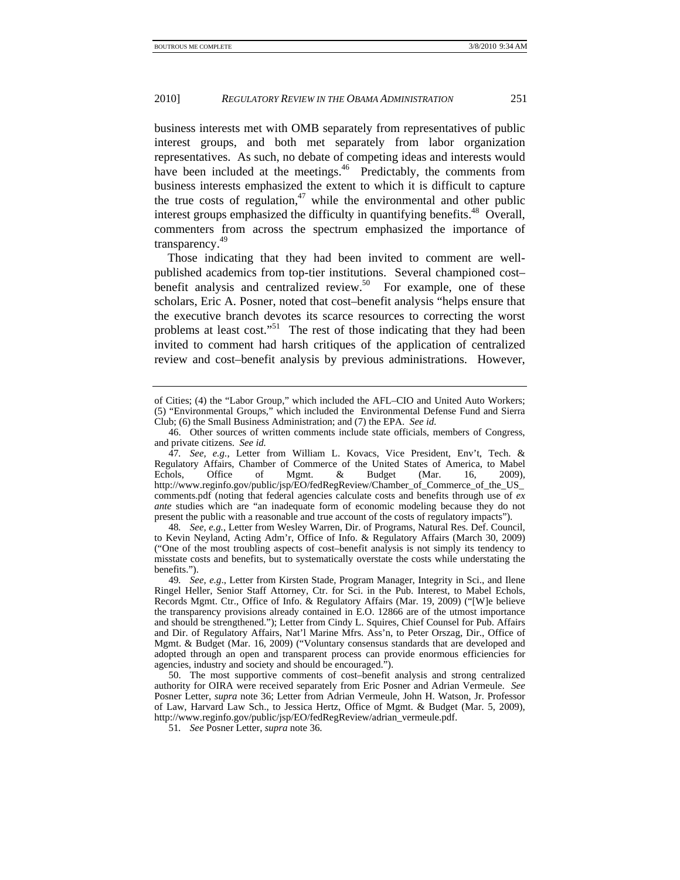business interests met with OMB separately from representatives of public interest groups, and both met separately from labor organization representatives. As such, no debate of competing ideas and interests would have been included at the meetings.[46] Predictably, the comments from business interests emphasized the extent to which it is difficult to capture the true costs of regulation,[47] while the environmental and other public interest groups emphasized the difficulty in quantifying benefits.[48] Overall, commenters from across the spectrum emphasized the importance of transparency.[49]

Those indicating that they had been invited to comment are well-published academics from top-tier institutions. Several championed cost–benefit analysis and centralized review.[50] For example, one of these scholars, Eric A. Posner, noted that cost–benefit analysis "helps ensure that the executive branch devotes its scarce resources to correcting the worst problems at least cost."[51] The rest of those indicating that they had been invited to comment had harsh critiques of the application of centralized review and cost–benefit analysis by previous administrations. However,

---

of Cities; (4) the "Labor Group," which included the AFL–CIO and United Auto Workers; (5) "Environmental Groups," which included the Environmental Defense Fund and Sierra Club; (6) the Small Business Administration; and (7) the EPA. *See id.*

46. Other sources of written comments include state officials, members of Congress, and private citizens. *See id.*

47. *See, e.g.*, Letter from William L. Kovacs, Vice President, Env't, Tech. & Regulatory Affairs, Chamber of Commerce of the United States of America, to Mabel Echols, Office of Mgmt. & Budget (Mar. 16, 2009), http://www.reginfo.gov/public/jsp/EO/fedRegReview/Chamber_of_Commerce_of_the_US_comments.pdf (noting that federal agencies calculate costs and benefits through use of *ex ante* studies which are "an inadequate form of economic modeling because they do not present the public with a reasonable and true account of the costs of regulatory impacts").

48. *See, e.g.*, Letter from Wesley Warren, Dir. of Programs, Natural Res. Def. Council, to Kevin Neyland, Acting Adm'r, Office of Info. & Regulatory Affairs (March 30, 2009) ("One of the most troubling aspects of cost–benefit analysis is not simply its tendency to misstate costs and benefits, but to systematically overstate the costs while understating the benefits.").

49. *See, e.g.*, Letter from Kirsten Stade, Program Manager, Integrity in Sci., and Ilene Ringel Heller, Senior Staff Attorney, Ctr. for Sci. in the Pub. Interest, to Mabel Echols, Records Mgmt. Ctr., Office of Info. & Regulatory Affairs (Mar. 19, 2009) ("[W]e believe the transparency provisions already contained in E.O. 12866 are of the utmost importance and should be strengthened."); Letter from Cindy L. Squires, Chief Counsel for Pub. Affairs and Dir. of Regulatory Affairs, Nat'l Marine Mfrs. Ass'n, to Peter Orszag, Dir., Office of Mgmt. & Budget (Mar. 16, 2009) ("Voluntary consensus standards that are developed and adopted through an open and transparent process can provide enormous efficiencies for agencies, industry and society and should be encouraged.").

50. The most supportive comments of cost–benefit analysis and strong centralized authority for OIRA were received separately from Eric Posner and Adrian Vermeule. *See* Posner Letter, *supra* note 36; Letter from Adrian Vermeule, John H. Watson, Jr. Professor of Law, Harvard Law Sch., to Jessica Hertz, Office of Mgmt. & Budget (Mar. 5, 2009), http://www.reginfo.gov/public/jsp/EO/fedRegReview/adrian_vermeule.pdf.

51. *See* Posner Letter, *supra* note 36.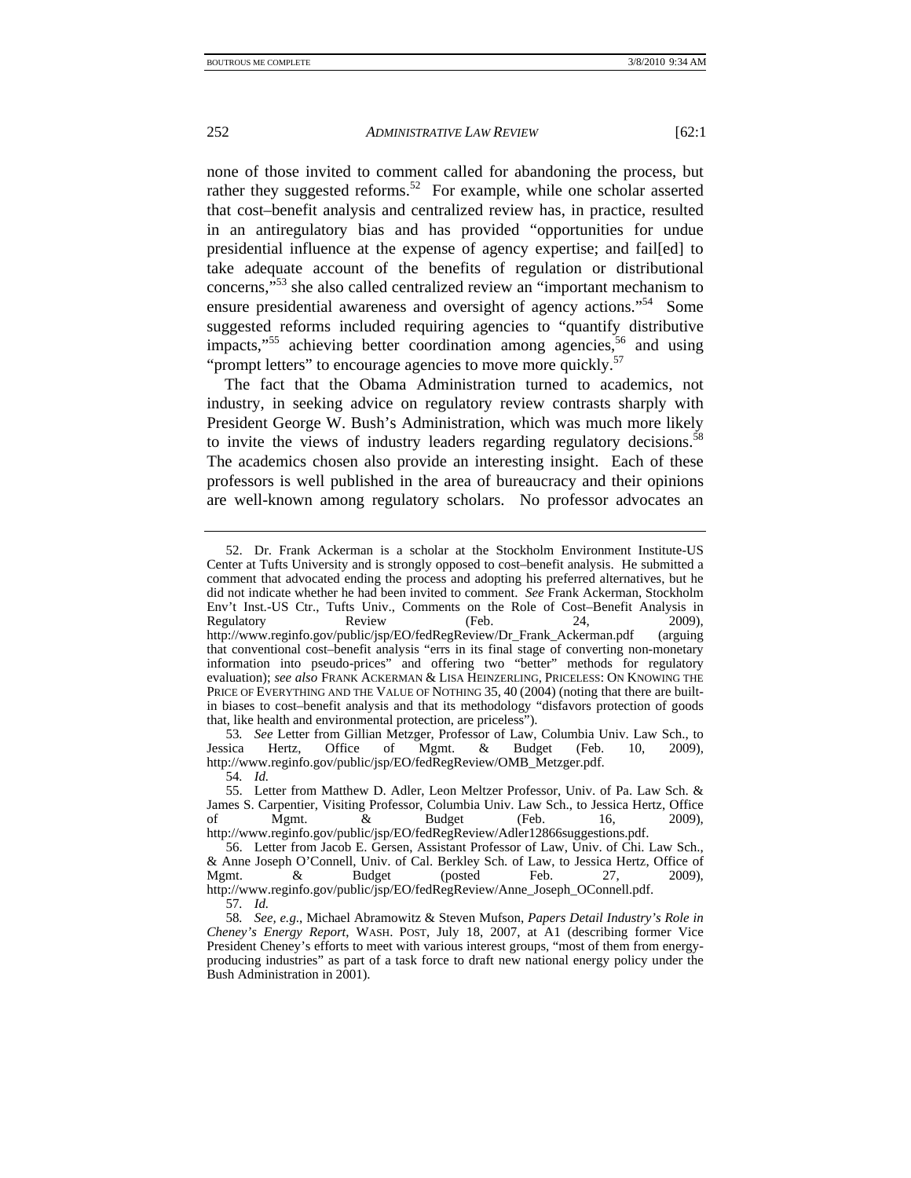none of those invited to comment called for abandoning the process, but rather they suggested reforms.[52] For example, while one scholar asserted that cost–benefit analysis and centralized review has, in practice, resulted in an antiregulatory bias and has provided "opportunities for undue presidential influence at the expense of agency expertise; and fail[ed] to take adequate account of the benefits of regulation or distributional concerns,"[53] she also called centralized review an "important mechanism to ensure presidential awareness and oversight of agency actions."[54] Some suggested reforms included requiring agencies to "quantify distributive impacts,"[55] achieving better coordination among agencies,[56] and using "prompt letters" to encourage agencies to move more quickly.[57]

The fact that the Obama Administration turned to academics, not industry, in seeking advice on regulatory review contrasts sharply with President George W. Bush's Administration, which was much more likely to invite the views of industry leaders regarding regulatory decisions.[58] The academics chosen also provide an interesting insight. Each of these professors is well published in the area of bureaucracy and their opinions are well-known among regulatory scholars. No professor advocates an

---

52. Dr. Frank Ackerman is a scholar at the Stockholm Environment Institute-US Center at Tufts University and is strongly opposed to cost–benefit analysis. He submitted a comment that advocated ending the process and adopting his preferred alternatives, but he did not indicate whether he had been invited to comment. *See* Frank Ackerman, Stockholm Env't Inst.-US Ctr., Tufts Univ., Comments on the Role of Cost–Benefit Analysis in Regulatory Review (Feb. 24, 2009), http://www.reginfo.gov/public/jsp/EO/fedRegReview/Dr_Frank_Ackerman.pdf (arguing that conventional cost–benefit analysis "errs in its final stage of converting non-monetary information into pseudo-prices" and offering two "better" methods for regulatory evaluation); *see also* FRANK ACKERMAN & LISA HEINZERLING, PRICELESS: ON KNOWING THE PRICE OF EVERYTHING AND THE VALUE OF NOTHING 35, 40 (2004) (noting that there are built-in biases to cost–benefit analysis and that its methodology "disfavors protection of goods that, like health and environmental protection, are priceless").

53. *See* Letter from Gillian Metzger, Professor of Law, Columbia Univ. Law Sch., to Jessica Hertz, Office of Mgmt. & Budget (Feb. 10, 2009), http://www.reginfo.gov/public/jsp/EO/fedRegReview/OMB_Metzger.pdf.

54. *Id.*

55. Letter from Matthew D. Adler, Leon Meltzer Professor, Univ. of Pa. Law Sch. & James S. Carpentier, Visiting Professor, Columbia Univ. Law Sch., to Jessica Hertz, Office of Mgmt. & Budget (Feb. 16, 2009), http://www.reginfo.gov/public/jsp/EO/fedRegReview/Adler12866suggestions.pdf.

56. Letter from Jacob E. Gersen, Assistant Professor of Law, Univ. of Chi. Law Sch., & Anne Joseph O'Connell, Univ. of Cal. Berkley Sch. of Law, to Jessica Hertz, Office of Mgmt. & Budget (posted Feb. 27, 2009), http://www.reginfo.gov/public/jsp/EO/fedRegReview/Anne_Joseph_OConnell.pdf.

57. *Id.*

58. *See, e.g.*, Michael Abramowitz & Steven Mufson, *Papers Detail Industry's Role in Cheney's Energy Report*, WASH. POST, July 18, 2007, at A1 (describing former Vice President Cheney's efforts to meet with various interest groups, "most of them from energy-producing industries" as part of a task force to draft new national energy policy under the Bush Administration in 2001).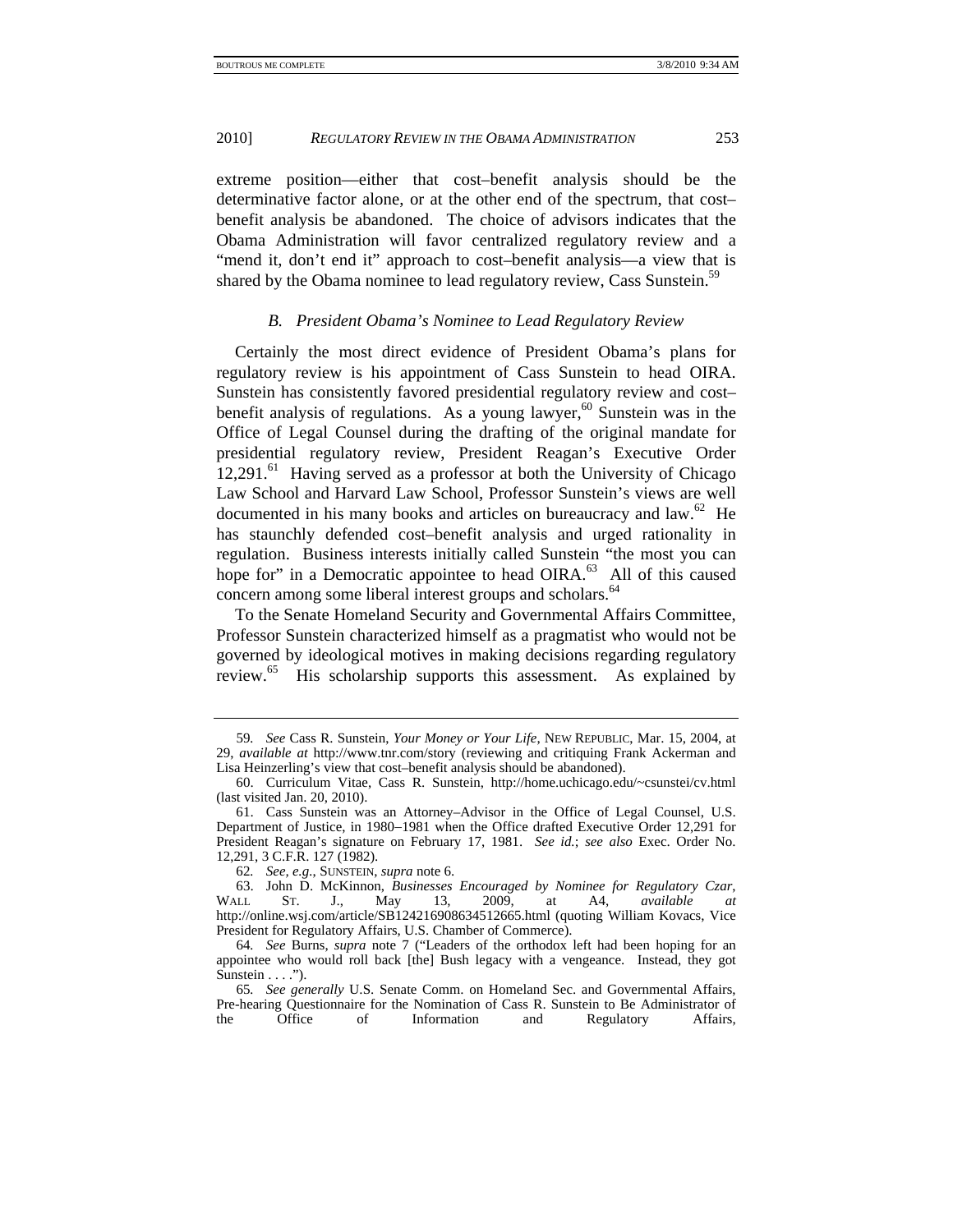extreme position—either that cost–benefit analysis should be the determinative factor alone, or at the other end of the spectrum, that cost–benefit analysis be abandoned. The choice of advisors indicates that the Obama Administration will favor centralized regulatory review and a "mend it, don't end it" approach to cost–benefit analysis—a view that is shared by the Obama nominee to lead regulatory review, Cass Sunstein.[59]

### *B. President Obama's Nominee to Lead Regulatory Review*

Certainly the most direct evidence of President Obama's plans for regulatory review is his appointment of Cass Sunstein to head OIRA. Sunstein has consistently favored presidential regulatory review and cost–benefit analysis of regulations. As a young lawyer,[60] Sunstein was in the Office of Legal Counsel during the drafting of the original mandate for presidential regulatory review, President Reagan's Executive Order 12,291.[61] Having served as a professor at both the University of Chicago Law School and Harvard Law School, Professor Sunstein's views are well documented in his many books and articles on bureaucracy and law.[62] He has staunchly defended cost–benefit analysis and urged rationality in regulation. Business interests initially called Sunstein "the most you can hope for" in a Democratic appointee to head OIRA.[63] All of this caused concern among some liberal interest groups and scholars.[64]

To the Senate Homeland Security and Governmental Affairs Committee, Professor Sunstein characterized himself as a pragmatist who would not be governed by ideological motives in making decisions regarding regulatory review.[65] His scholarship supports this assessment. As explained by

---

59. *See* Cass R. Sunstein, *Your Money or Your Life*, NEW REPUBLIC, Mar. 15, 2004, at 29, *available at* http://www.tnr.com/story (reviewing and critiquing Frank Ackerman and Lisa Heinzerling's view that cost–benefit analysis should be abandoned).

60. Curriculum Vitae, Cass R. Sunstein, http://home.uchicago.edu/~csunstei/cv.html (last visited Jan. 20, 2010).

61. Cass Sunstein was an Attorney–Advisor in the Office of Legal Counsel, U.S. Department of Justice, in 1980–1981 when the Office drafted Executive Order 12,291 for President Reagan's signature on February 17, 1981. *See id.*; *see also* Exec. Order No. 12,291, 3 C.F.R. 127 (1982).

62. *See, e.g.*, SUNSTEIN, *supra* note 6.

63. John D. McKinnon, *Businesses Encouraged by Nominee for Regulatory Czar*, WALL ST. J., May 13, 2009, at A4, *available at* http://online.wsj.com/article/SB124216908634512665.html (quoting William Kovacs, Vice President for Regulatory Affairs, U.S. Chamber of Commerce).

64. *See* Burns, *supra* note 7 ("Leaders of the orthodox left had been hoping for an appointee who would roll back [the] Bush legacy with a vengeance. Instead, they got Sunstein . . . .").

65. *See generally* U.S. Senate Comm. on Homeland Sec. and Governmental Affairs, Pre-hearing Questionnaire for the Nomination of Cass R. Sunstein to Be Administrator of the Office of Information and Regulatory Affairs,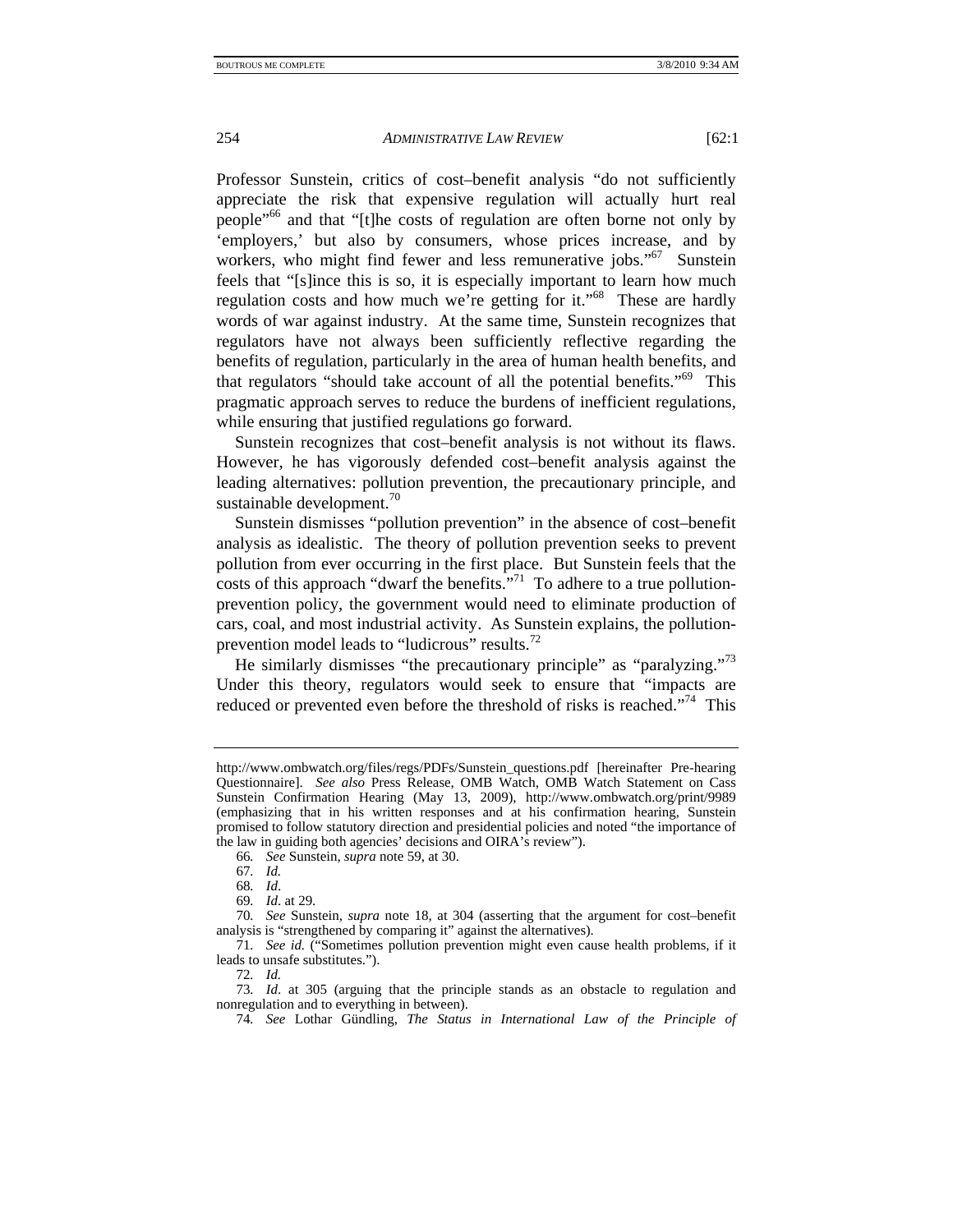Professor Sunstein, critics of cost–benefit analysis "do not sufficiently appreciate the risk that expensive regulation will actually hurt real people"[66] and that "[t]he costs of regulation are often borne not only by 'employers,' but also by consumers, whose prices increase, and by workers, who might find fewer and less remunerative jobs."[67] Sunstein feels that "[s]ince this is so, it is especially important to learn how much regulation costs and how much we're getting for it."[68] These are hardly words of war against industry. At the same time, Sunstein recognizes that regulators have not always been sufficiently reflective regarding the benefits of regulation, particularly in the area of human health benefits, and that regulators "should take account of all the potential benefits."[69] This pragmatic approach serves to reduce the burdens of inefficient regulations, while ensuring that justified regulations go forward.

Sunstein recognizes that cost–benefit analysis is not without its flaws. However, he has vigorously defended cost–benefit analysis against the leading alternatives: pollution prevention, the precautionary principle, and sustainable development.[70]

Sunstein dismisses "pollution prevention" in the absence of cost–benefit analysis as idealistic. The theory of pollution prevention seeks to prevent pollution from ever occurring in the first place. But Sunstein feels that the costs of this approach "dwarf the benefits."[71] To adhere to a true pollution-prevention policy, the government would need to eliminate production of cars, coal, and most industrial activity. As Sunstein explains, the pollution-prevention model leads to "ludicrous" results.[72]

He similarly dismisses "the precautionary principle" as "paralyzing."[73] Under this theory, regulators would seek to ensure that "impacts are reduced or prevented even before the threshold of risks is reached."[74] This

---

http://www.ombwatch.org/files/regs/PDFs/Sunstein_questions.pdf [hereinafter Pre-hearing Questionnaire]. *See also* Press Release, OMB Watch, OMB Watch Statement on Cass Sunstein Confirmation Hearing (May 13, 2009), http://www.ombwatch.org/print/9989 (emphasizing that in his written responses and at his confirmation hearing, Sunstein promised to follow statutory direction and presidential policies and noted "the importance of the law in guiding both agencies' decisions and OIRA's review").

66. *See* Sunstein, *supra* note 59, at 30.

67. *Id.*

68. *Id.*

69. *Id.* at 29.

70. *See* Sunstein, *supra* note 18, at 304 (asserting that the argument for cost–benefit analysis is "strengthened by comparing it" against the alternatives).

71. *See id.* ("Sometimes pollution prevention might even cause health problems, if it leads to unsafe substitutes.").

72. *Id.*

73. *Id.* at 305 (arguing that the principle stands as an obstacle to regulation and nonregulation and to everything in between).

74. *See* Lothar Gündling, *The Status in International Law of the Principle of*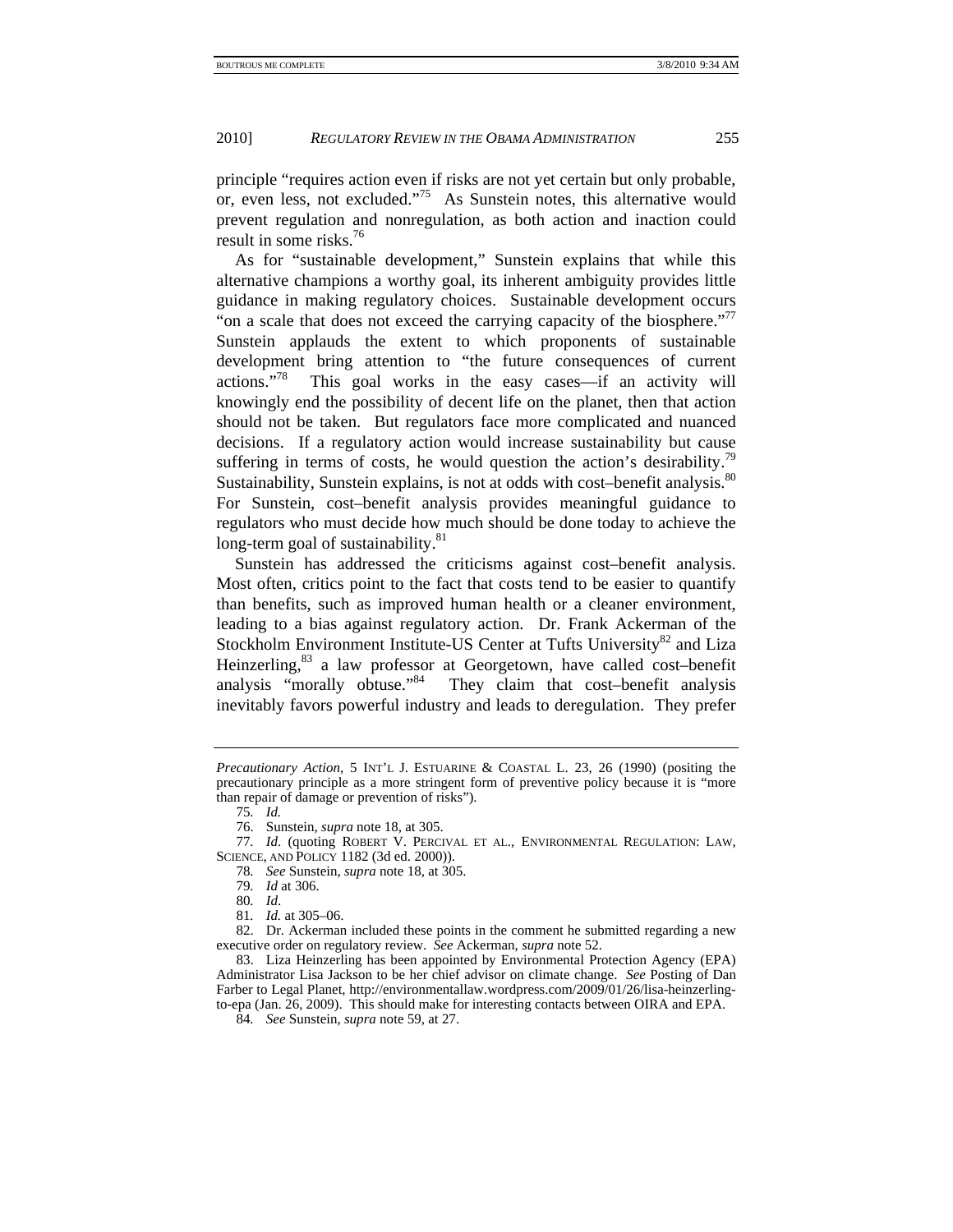principle "requires action even if risks are not yet certain but only probable, or, even less, not excluded."[75] As Sunstein notes, this alternative would prevent regulation and nonregulation, as both action and inaction could result in some risks.[76]

As for "sustainable development," Sunstein explains that while this alternative champions a worthy goal, its inherent ambiguity provides little guidance in making regulatory choices. Sustainable development occurs "on a scale that does not exceed the carrying capacity of the biosphere."[77] Sunstein applauds the extent to which proponents of sustainable development bring attention to "the future consequences of current actions."[78] This goal works in the easy cases—if an activity will knowingly end the possibility of decent life on the planet, then that action should not be taken. But regulators face more complicated and nuanced decisions. If a regulatory action would increase sustainability but cause suffering in terms of costs, he would question the action's desirability.[79] Sustainability, Sunstein explains, is not at odds with cost–benefit analysis.[80] For Sunstein, cost–benefit analysis provides meaningful guidance to regulators who must decide how much should be done today to achieve the long-term goal of sustainability.[81]

Sunstein has addressed the criticisms against cost–benefit analysis. Most often, critics point to the fact that costs tend to be easier to quantify than benefits, such as improved human health or a cleaner environment, leading to a bias against regulatory action. Dr. Frank Ackerman of the Stockholm Environment Institute-US Center at Tufts University[82] and Liza Heinzerling,[83] a law professor at Georgetown, have called cost–benefit analysis "morally obtuse."[84] They claim that cost–benefit analysis inevitably favors powerful industry and leads to deregulation. They prefer

---

*Precautionary Action*, 5 INT'L J. ESTUARINE & COASTAL L. 23, 26 (1990) (positing the precautionary principle as a more stringent form of preventive policy because it is "more than repair of damage or prevention of risks").

75. *Id.*

76. Sunstein, *supra* note 18, at 305.

77. *Id*. (quoting ROBERT V. PERCIVAL ET AL., ENVIRONMENTAL REGULATION: LAW, SCIENCE, AND POLICY 1182 (3d ed. 2000)).

78. *See* Sunstein, *supra* note 18, at 305.

79. *Id* at 306.

80. *Id*.

81. *Id.* at 305–06.

82. Dr. Ackerman included these points in the comment he submitted regarding a new executive order on regulatory review. *See* Ackerman, *supra* note 52.

83. Liza Heinzerling has been appointed by Environmental Protection Agency (EPA) Administrator Lisa Jackson to be her chief advisor on climate change. *See* Posting of Dan Farber to Legal Planet, http://environmentallaw.wordpress.com/2009/01/26/lisa-heinzerling-to-epa (Jan. 26, 2009). This should make for interesting contacts between OIRA and EPA.

84. *See* Sunstein, *supra* note 59, at 27.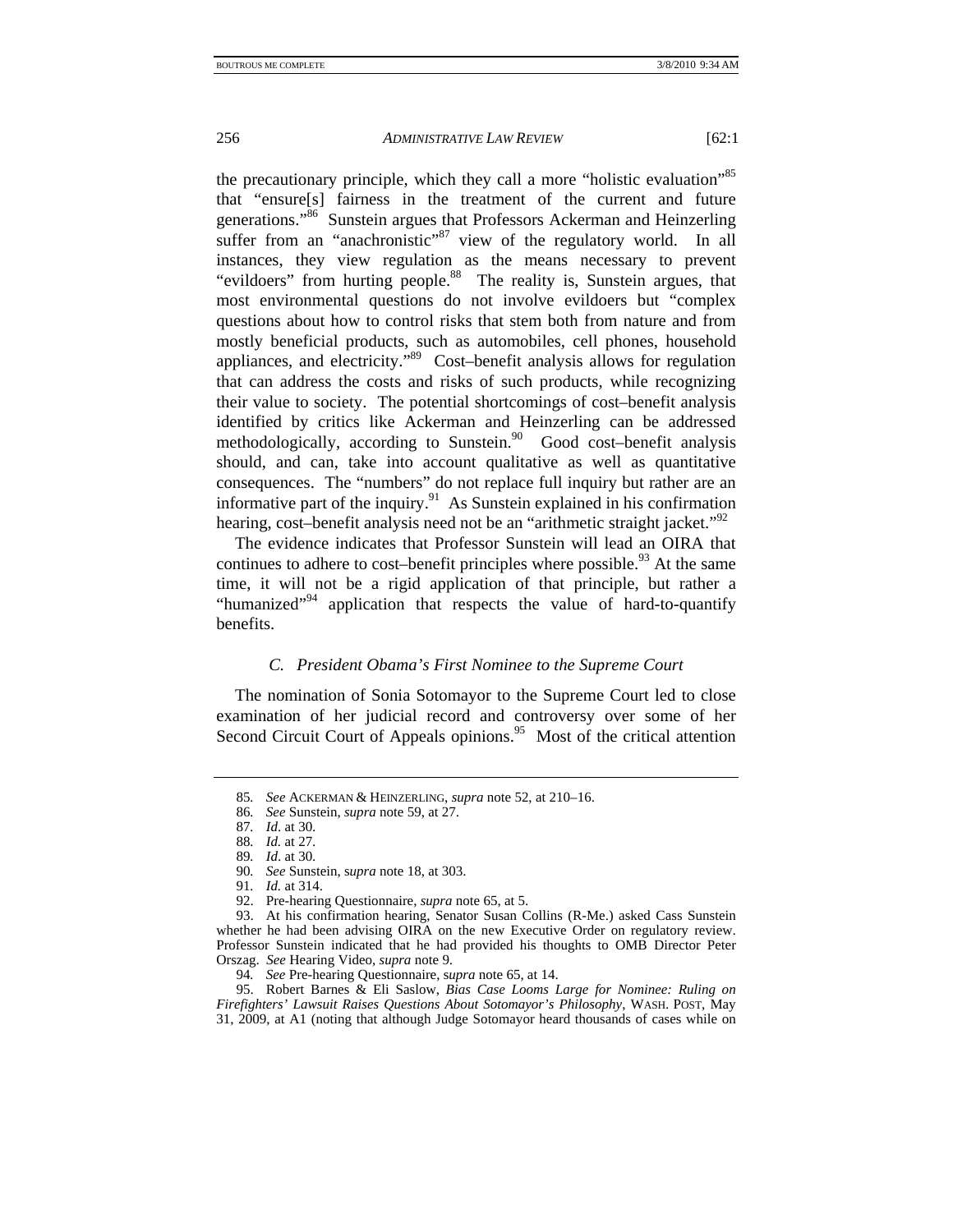the precautionary principle, which they call a more "holistic evaluation"[85] that "ensure[s] fairness in the treatment of the current and future generations."[86] Sunstein argues that Professors Ackerman and Heinzerling suffer from an "anachronistic"[87] view of the regulatory world. In all instances, they view regulation as the means necessary to prevent "evildoers" from hurting people.[88] The reality is, Sunstein argues, that most environmental questions do not involve evildoers but "complex questions about how to control risks that stem both from nature and from mostly beneficial products, such as automobiles, cell phones, household appliances, and electricity."[89] Cost–benefit analysis allows for regulation that can address the costs and risks of such products, while recognizing their value to society. The potential shortcomings of cost–benefit analysis identified by critics like Ackerman and Heinzerling can be addressed methodologically, according to Sunstein.[90] Good cost–benefit analysis should, and can, take into account qualitative as well as quantitative consequences. The "numbers" do not replace full inquiry but rather are an informative part of the inquiry.[91] As Sunstein explained in his confirmation hearing, cost–benefit analysis need not be an "arithmetic straight jacket."[92]

The evidence indicates that Professor Sunstein will lead an OIRA that continues to adhere to cost–benefit principles where possible.[93] At the same time, it will not be a rigid application of that principle, but rather a "humanized"[94] application that respects the value of hard-to-quantify benefits.

### *C. President Obama's First Nominee to the Supreme Court*

The nomination of Sonia Sotomayor to the Supreme Court led to close examination of her judicial record and controversy over some of her Second Circuit Court of Appeals opinions.[95] Most of the critical attention

---

85. *See* ACKERMAN & HEINZERLING, *supra* note 52, at 210–16.

86. *See* Sunstein, *supra* note 59, at 27.

87. *Id*. at 30.

88. *Id.* at 27.

89. *Id*. at 30.

90. *See* Sunstein, *supra* note 18, at 303.

91. *Id.* at 314.

92. Pre-hearing Questionnaire, *supra* note 65, at 5.

93. At his confirmation hearing, Senator Susan Collins (R-Me.) asked Cass Sunstein whether he had been advising OIRA on the new Executive Order on regulatory review. Professor Sunstein indicated that he had provided his thoughts to OMB Director Peter Orszag. *See* Hearing Video, *supra* note 9.

94. *See* Pre-hearing Questionnaire, *supra* note 65, at 14.

95. Robert Barnes & Eli Saslow, *Bias Case Looms Large for Nominee: Ruling on Firefighters' Lawsuit Raises Questions About Sotomayor's Philosophy*, WASH. POST, May 31, 2009, at A1 (noting that although Judge Sotomayor heard thousands of cases while on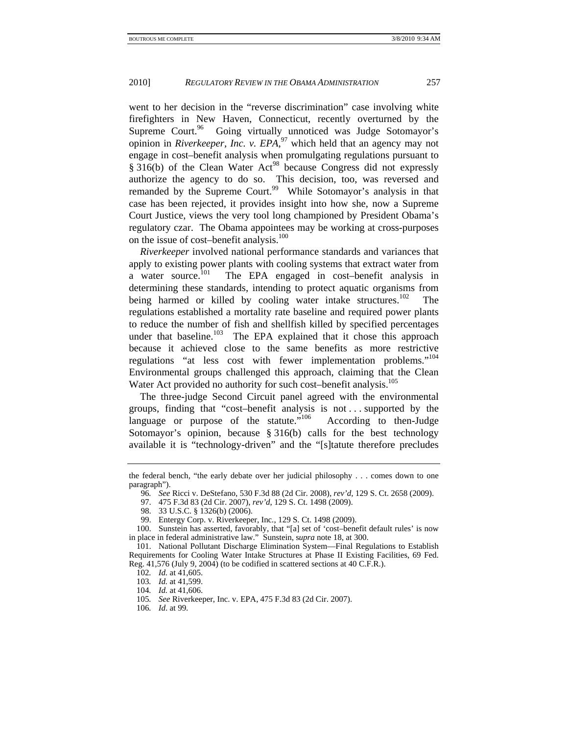went to her decision in the "reverse discrimination" case involving white firefighters in New Haven, Connecticut, recently overturned by the Supreme Court.[96] Going virtually unnoticed was Judge Sotomayor's opinion in *Riverkeeper, Inc. v. EPA*,[97] which held that an agency may not engage in cost–benefit analysis when promulgating regulations pursuant to § 316(b) of the Clean Water Act[98] because Congress did not expressly authorize the agency to do so. This decision, too, was reversed and remanded by the Supreme Court.[99] While Sotomayor's analysis in that case has been rejected, it provides insight into how she, now a Supreme Court Justice, views the very tool long championed by President Obama's regulatory czar. The Obama appointees may be working at cross-purposes on the issue of cost–benefit analysis.[100]

*Riverkeeper* involved national performance standards and variances that apply to existing power plants with cooling systems that extract water from a water source.[101] The EPA engaged in cost–benefit analysis in determining these standards, intending to protect aquatic organisms from being harmed or killed by cooling water intake structures.[102] The regulations established a mortality rate baseline and required power plants to reduce the number of fish and shellfish killed by specified percentages under that baseline.[103] The EPA explained that it chose this approach because it achieved close to the same benefits as more restrictive regulations "at less cost with fewer implementation problems."[104] Environmental groups challenged this approach, claiming that the Clean Water Act provided no authority for such cost–benefit analysis.[105]

The three-judge Second Circuit panel agreed with the environmental groups, finding that "cost–benefit analysis is not . . . supported by the language or purpose of the statute."[106] According to then-Judge Sotomayor's opinion, because § 316(b) calls for the best technology available it is "technology-driven" and the "[s]tatute therefore precludes

---

the federal bench, "the early debate over her judicial philosophy . . . comes down to one paragraph").

96. *See* Ricci v. DeStefano, 530 F.3d 88 (2d Cir. 2008), *rev'd*, 129 S. Ct. 2658 (2009).

97. 475 F.3d 83 (2d Cir. 2007), *rev'd*, 129 S. Ct. 1498 (2009).

98. 33 U.S.C. § 1326(b) (2006).

99. Entergy Corp. v. Riverkeeper, Inc., 129 S. Ct. 1498 (2009).

100. Sunstein has asserted, favorably, that "[a] set of 'cost–benefit default rules' is now in place in federal administrative law." Sunstein, s*upra* note 18, at 300.

101. National Pollutant Discharge Elimination System—Final Regulations to Establish Requirements for Cooling Water Intake Structures at Phase II Existing Facilities, 69 Fed. Reg. 41,576 (July 9, 2004) (to be codified in scattered sections at 40 C.F.R.).

102. *Id.* at 41,605.

103. *Id.* at 41,599.

104. *Id.* at 41,606.

105. *See* Riverkeeper, Inc. v. EPA, 475 F.3d 83 (2d Cir. 2007).

106. *Id*. at 99.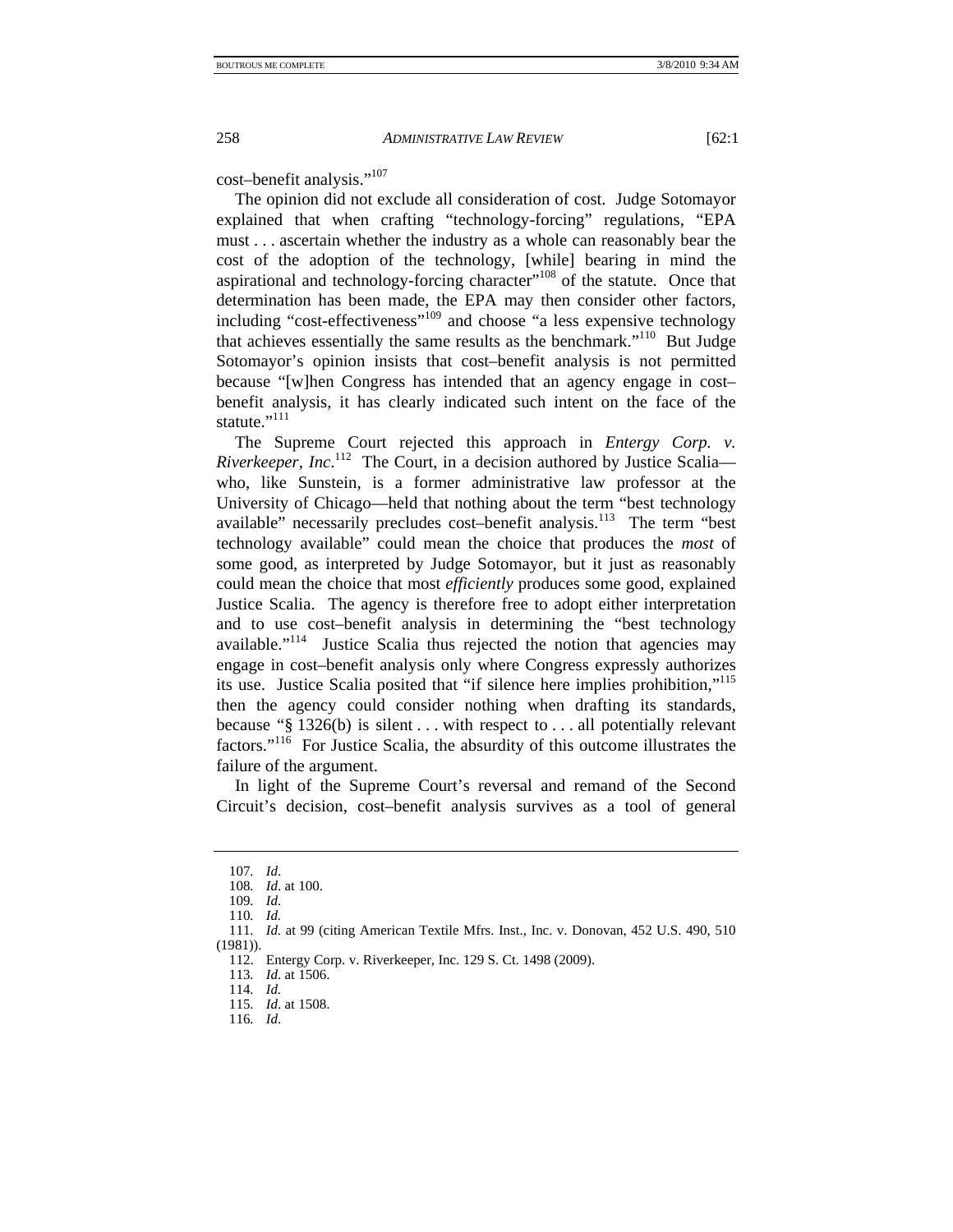cost–benefit analysis."[107]

The opinion did not exclude all consideration of cost. Judge Sotomayor explained that when crafting "technology-forcing" regulations, "EPA must . . . ascertain whether the industry as a whole can reasonably bear the cost of the adoption of the technology, [while] bearing in mind the aspirational and technology-forcing character"[108] of the statute. Once that determination has been made, the EPA may then consider other factors, including "cost-effectiveness"[109] and choose "a less expensive technology that achieves essentially the same results as the benchmark."[110] But Judge Sotomayor's opinion insists that cost–benefit analysis is not permitted because "[w]hen Congress has intended that an agency engage in cost–benefit analysis, it has clearly indicated such intent on the face of the statute."[111]

The Supreme Court rejected this approach in *Entergy Corp. v. Riverkeeper, Inc*.[112] The Court, in a decision authored by Justice Scalia—who, like Sunstein, is a former administrative law professor at the University of Chicago—held that nothing about the term "best technology available" necessarily precludes cost–benefit analysis.[113] The term "best technology available" could mean the choice that produces the *most* of some good, as interpreted by Judge Sotomayor, but it just as reasonably could mean the choice that most *efficiently* produces some good, explained Justice Scalia. The agency is therefore free to adopt either interpretation and to use cost–benefit analysis in determining the "best technology available."[114] Justice Scalia thus rejected the notion that agencies may engage in cost–benefit analysis only where Congress expressly authorizes its use. Justice Scalia posited that "if silence here implies prohibition,"[115] then the agency could consider nothing when drafting its standards, because "§ 1326(b) is silent . . . with respect to . . . all potentially relevant factors."[116] For Justice Scalia, the absurdity of this outcome illustrates the failure of the argument.

In light of the Supreme Court's reversal and remand of the Second Circuit's decision, cost–benefit analysis survives as a tool of general

---

107. *Id*.
108. *Id*. at 100.
109. *Id*.
110. *Id.*
111. *Id.* at 99 (citing American Textile Mfrs. Inst., Inc. v. Donovan, 452 U.S. 490, 510 (1981)).
112. Entergy Corp. v. Riverkeeper, Inc. 129 S. Ct. 1498 (2009).
113. *Id*. at 1506.
114. *Id.*
115. *Id*. at 1508.
116. *Id*.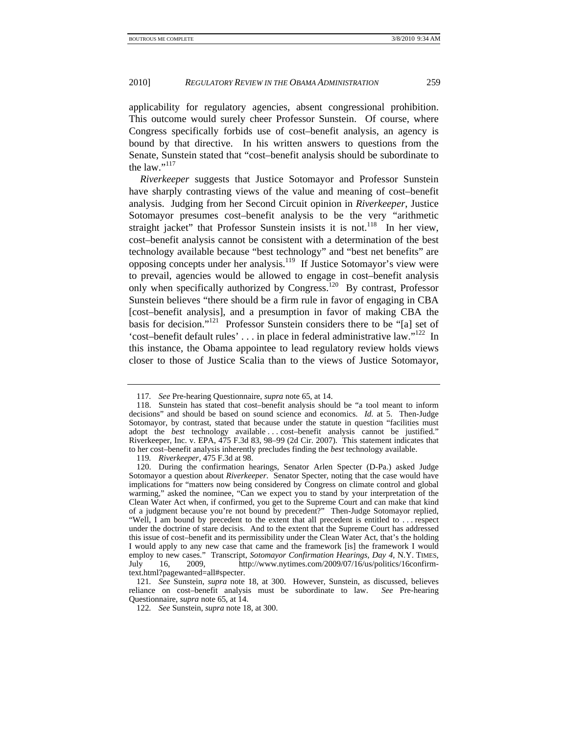applicability for regulatory agencies, absent congressional prohibition. This outcome would surely cheer Professor Sunstein. Of course, where Congress specifically forbids use of cost–benefit analysis, an agency is bound by that directive. In his written answers to questions from the Senate, Sunstein stated that "cost–benefit analysis should be subordinate to the law."[117]

*Riverkeeper* suggests that Justice Sotomayor and Professor Sunstein have sharply contrasting views of the value and meaning of cost–benefit analysis. Judging from her Second Circuit opinion in *Riverkeeper*, Justice Sotomayor presumes cost–benefit analysis to be the very "arithmetic straight jacket" that Professor Sunstein insists it is not.[118] In her view, cost–benefit analysis cannot be consistent with a determination of the best technology available because "best technology" and "best net benefits" are opposing concepts under her analysis.[119] If Justice Sotomayor's view were to prevail, agencies would be allowed to engage in cost–benefit analysis only when specifically authorized by Congress.[120] By contrast, Professor Sunstein believes "there should be a firm rule in favor of engaging in CBA [cost–benefit analysis], and a presumption in favor of making CBA the basis for decision."[121] Professor Sunstein considers there to be "[a] set of 'cost–benefit default rules' . . . in place in federal administrative law."[122] In this instance, the Obama appointee to lead regulatory review holds views closer to those of Justice Scalia than to the views of Justice Sotomayor,

---

117. *See* Pre-hearing Questionnaire, *supra* note 65, at 14.

118. Sunstein has stated that cost–benefit analysis should be "a tool meant to inform decisions" and should be based on sound science and economics. *Id.* at 5. Then-Judge Sotomayor, by contrast, stated that because under the statute in question "facilities must adopt the *best* technology available . . . cost–benefit analysis cannot be justified." Riverkeeper, Inc. v. EPA, 475 F.3d 83, 98–99 (2d Cir. 2007). This statement indicates that to her cost–benefit analysis inherently precludes finding the *best* technology available.

119. *Riverkeeper*, 475 F.3d at 98.

120. During the confirmation hearings, Senator Arlen Specter (D-Pa.) asked Judge Sotomayor a question about *Riverkeeper*. Senator Specter, noting that the case would have implications for "matters now being considered by Congress on climate control and global warming," asked the nominee, "Can we expect you to stand by your interpretation of the Clean Water Act when, if confirmed, you get to the Supreme Court and can make that kind of a judgment because you're not bound by precedent?" Then-Judge Sotomayor replied, "Well, I am bound by precedent to the extent that all precedent is entitled to . . . respect under the doctrine of stare decisis. And to the extent that the Supreme Court has addressed this issue of cost–benefit and its permissibility under the Clean Water Act, that's the holding I would apply to any new case that came and the framework [is] the framework I would employ to new cases." Transcript, *Sotomayor Confirmation Hearings, Day 4*, N.Y. TIMES, July 16, 2009, http://www.nytimes.com/2009/07/16/us/politics/16confirm-text.html?pagewanted=all#specter.

121. *See* Sunstein, *supra* note 18, at 300. However, Sunstein, as discussed, believes reliance on cost–benefit analysis must be subordinate to law. *See* Pre-hearing Questionnaire, *supra* note 65, at 14.

122. *See* Sunstein, *supra* note 18, at 300.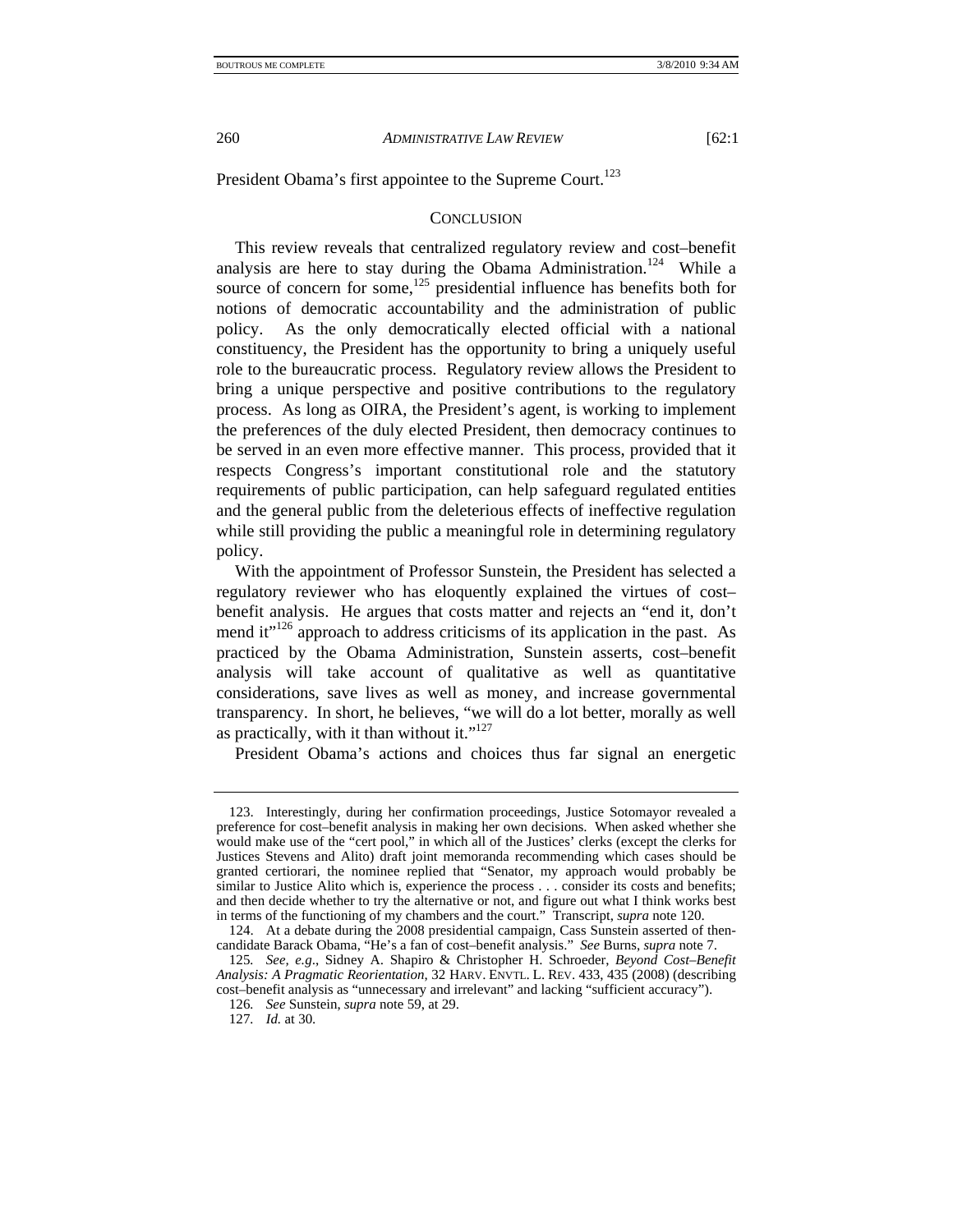President Obama's first appointee to the Supreme Court.[123]

## CONCLUSION

This review reveals that centralized regulatory review and cost–benefit analysis are here to stay during the Obama Administration.[124] While a source of concern for some,[125] presidential influence has benefits both for notions of democratic accountability and the administration of public policy. As the only democratically elected official with a national constituency, the President has the opportunity to bring a uniquely useful role to the bureaucratic process. Regulatory review allows the President to bring a unique perspective and positive contributions to the regulatory process. As long as OIRA, the President's agent, is working to implement the preferences of the duly elected President, then democracy continues to be served in an even more effective manner. This process, provided that it respects Congress's important constitutional role and the statutory requirements of public participation, can help safeguard regulated entities and the general public from the deleterious effects of ineffective regulation while still providing the public a meaningful role in determining regulatory policy.

With the appointment of Professor Sunstein, the President has selected a regulatory reviewer who has eloquently explained the virtues of cost–benefit analysis. He argues that costs matter and rejects an "end it, don't mend it"[126] approach to address criticisms of its application in the past. As practiced by the Obama Administration, Sunstein asserts, cost–benefit analysis will take account of qualitative as well as quantitative considerations, save lives as well as money, and increase governmental transparency. In short, he believes, "we will do a lot better, morally as well as practically, with it than without it."[127]

President Obama's actions and choices thus far signal an energetic

---

123. Interestingly, during her confirmation proceedings, Justice Sotomayor revealed a preference for cost–benefit analysis in making her own decisions. When asked whether she would make use of the "cert pool," in which all of the Justices' clerks (except the clerks for Justices Stevens and Alito) draft joint memoranda recommending which cases should be granted certiorari, the nominee replied that "Senator, my approach would probably be similar to Justice Alito which is, experience the process . . . consider its costs and benefits; and then decide whether to try the alternative or not, and figure out what I think works best in terms of the functioning of my chambers and the court." Transcript, *supra* note 120.

124. At a debate during the 2008 presidential campaign, Cass Sunstein asserted of then-candidate Barack Obama, "He's a fan of cost–benefit analysis." *See* Burns, *supra* note 7.

125. *See, e.g.*, Sidney A. Shapiro & Christopher H. Schroeder, *Beyond Cost–Benefit Analysis: A Pragmatic Reorientation*, 32 HARV. ENVTL. L. REV. 433, 435 (2008) (describing cost–benefit analysis as "unnecessary and irrelevant" and lacking "sufficient accuracy").

126. *See* Sunstein, *supra* note 59, at 29.

127. *Id.* at 30.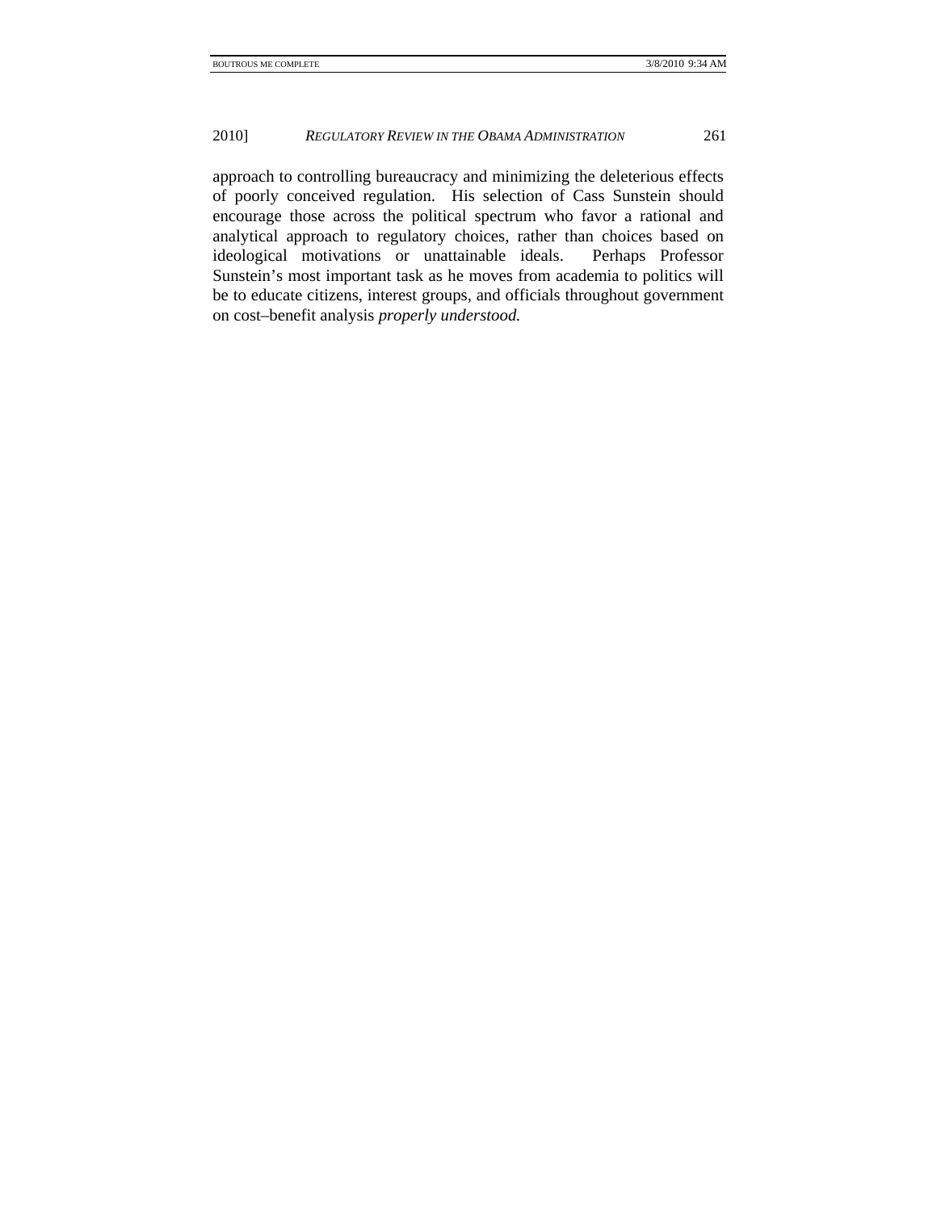approach to controlling bureaucracy and minimizing the deleterious effects of poorly conceived regulation. His selection of Cass Sunstein should encourage those across the political spectrum who favor a rational and analytical approach to regulatory choices, rather than choices based on ideological motivations or unattainable ideals. Perhaps Professor Sunstein's most important task as he moves from academia to politics will be to educate citizens, interest groups, and officials throughout government on cost–benefit analysis *properly understood.*